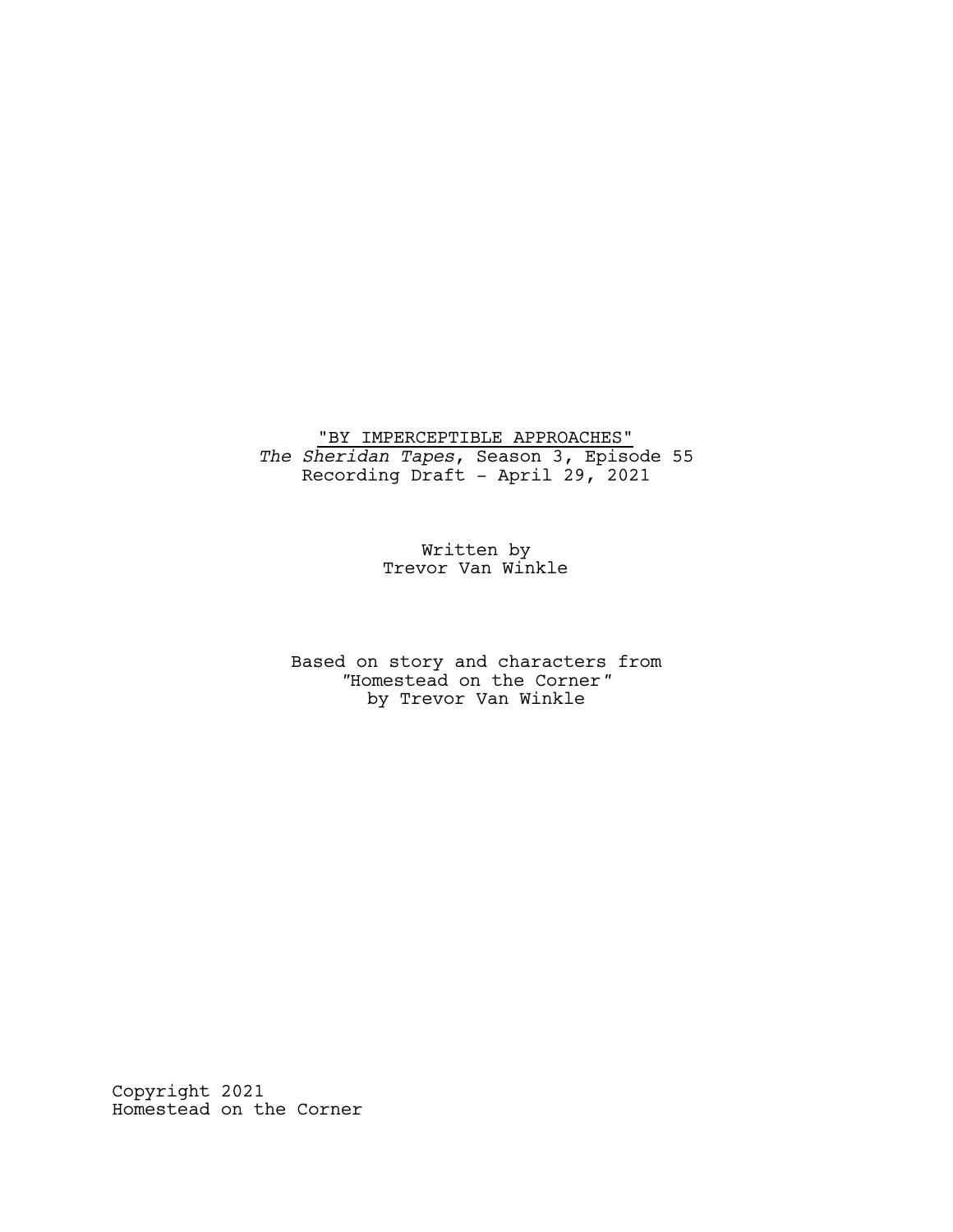<u>"BY IMPERCEPTIBLE APPROACHES"</u>

*The Sheridan Tapes*, Season 3, Episode 55

Recording Draft - April 29, 2021

Written by

Trevor Van Winkle

Based on story and characters from

"Homestead on the Corner"

by Trevor Van Winkle

Copyright 2021

Homestead on the Corner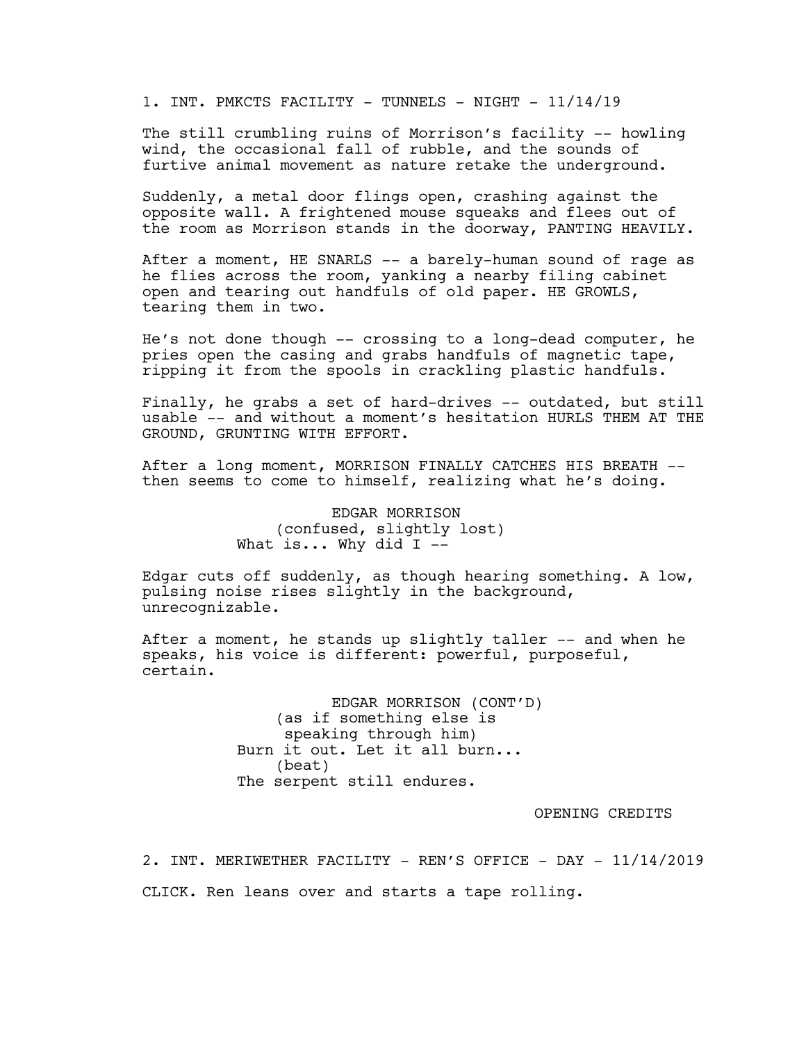1. INT. PMKCTS FACILITY - TUNNELS - NIGHT - 11/14/19

The still crumbling ruins of Morrison's facility -- howling wind, the occasional fall of rubble, and the sounds of furtive animal movement as nature retake the underground.

Suddenly, a metal door flings open, crashing against the opposite wall. A frightened mouse squeaks and flees out of the room as Morrison stands in the doorway, PANTING HEAVILY.

After a moment, HE SNARLS -- a barely-human sound of rage as he flies across the room, yanking a nearby filing cabinet open and tearing out handfuls of old paper. HE GROWLS, tearing them in two.

He's not done though -- crossing to a long-dead computer, he pries open the casing and grabs handfuls of magnetic tape, ripping it from the spools in crackling plastic handfuls.

Finally, he grabs a set of hard-drives -- outdated, but still usable -- and without a moment's hesitation HURLS THEM AT THE GROUND, GRUNTING WITH EFFORT.

After a long moment, MORRISON FINALLY CATCHES HIS BREATH -- then seems to come to himself, realizing what he's doing.

EDGAR MORRISON
(confused, slightly lost)
What is... Why did I --

Edgar cuts off suddenly, as though hearing something. A low, pulsing noise rises slightly in the background, unrecognizable.

After a moment, he stands up slightly taller -- and when he speaks, his voice is different: powerful, purposeful, certain.

EDGAR MORRISON (CONT'D)
(as if something else is speaking through him)
Burn it out. Let it all burn...
(beat)
The serpent still endures.

OPENING CREDITS

2. INT. MERIWETHER FACILITY - REN'S OFFICE - DAY - 11/14/2019

CLICK. Ren leans over and starts a tape rolling.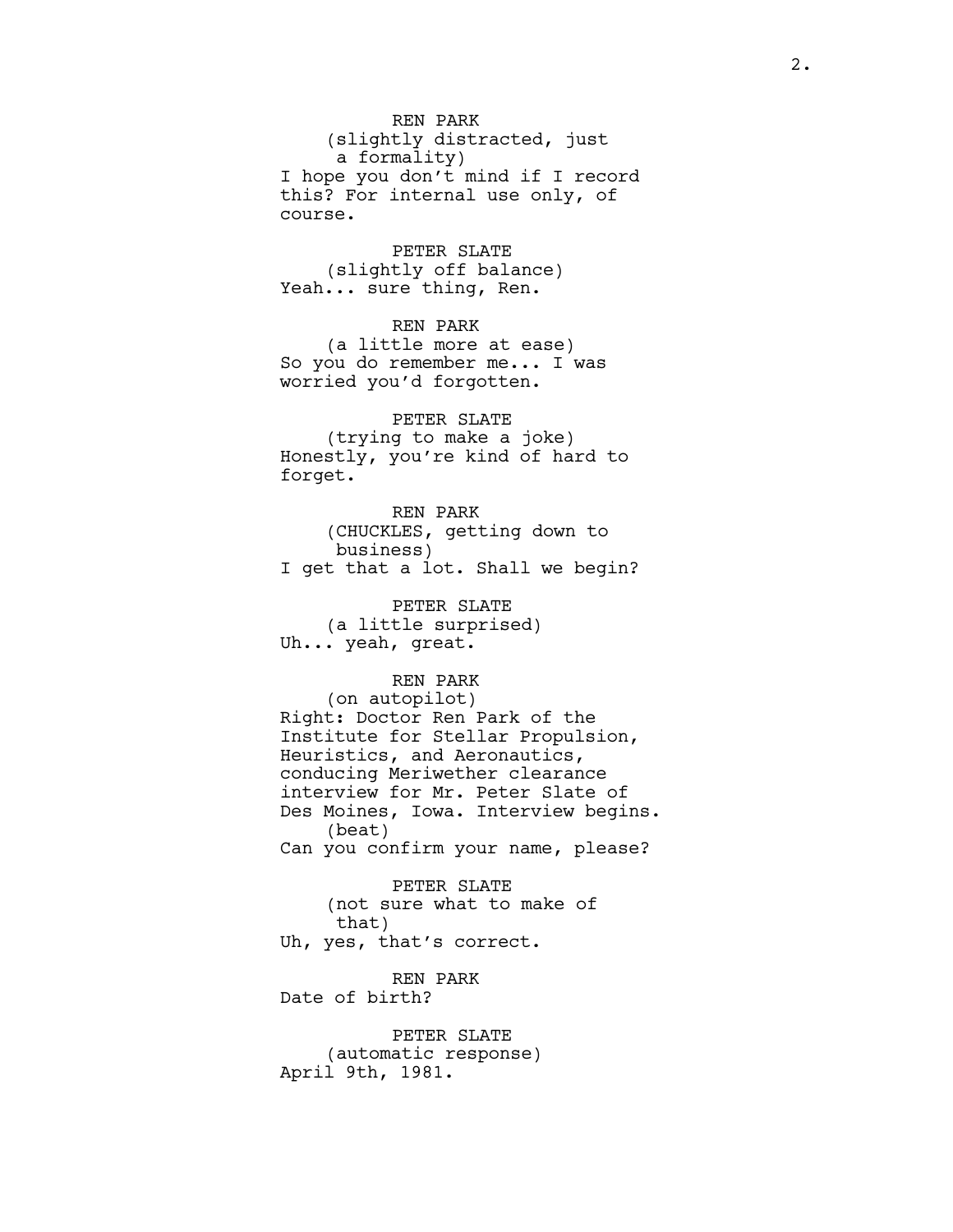REN PARK
(slightly distracted, just a formality)
I hope you don't mind if I record this? For internal use only, of course.

PETER SLATE
(slightly off balance)
Yeah... sure thing, Ren.

REN PARK
(a little more at ease)
So you do remember me... I was worried you'd forgotten.

PETER SLATE
(trying to make a joke)
Honestly, you're kind of hard to forget.

REN PARK
(CHUCKLES, getting down to business)
I get that a lot. Shall we begin?

PETER SLATE
(a little surprised)
Uh... yeah, great.

REN PARK
(on autopilot)
Right: Doctor Ren Park of the Institute for Stellar Propulsion, Heuristics, and Aeronautics, conducing Meriwether clearance interview for Mr. Peter Slate of Des Moines, Iowa. Interview begins.
(beat)
Can you confirm your name, please?

PETER SLATE
(not sure what to make of that)
Uh, yes, that's correct.

REN PARK
Date of birth?

PETER SLATE
(automatic response)
April 9th, 1981.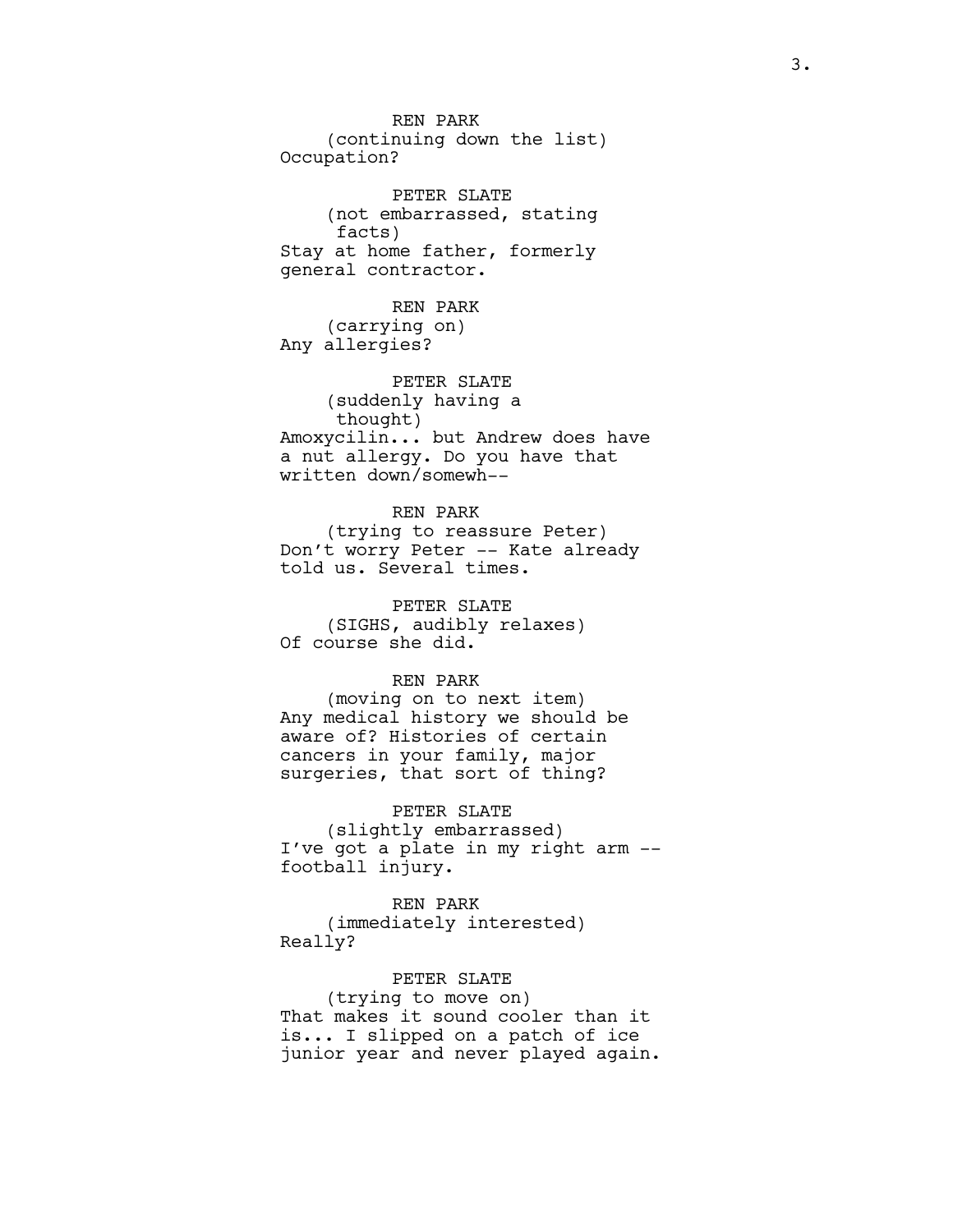REN PARK
(continuing down the list)
Occupation?

PETER SLATE
(not embarrassed, stating facts)
Stay at home father, formerly general contractor.

REN PARK
(carrying on)
Any allergies?

PETER SLATE
(suddenly having a thought)
Amoxycilin... but Andrew does have a nut allergy. Do you have that written down/somewh--

REN PARK
(trying to reassure Peter)
Don't worry Peter -- Kate already told us. Several times.

PETER SLATE
(SIGHS, audibly relaxes)
Of course she did.

REN PARK
(moving on to next item)
Any medical history we should be aware of? Histories of certain cancers in your family, major surgeries, that sort of thing?

PETER SLATE
(slightly embarrassed)
I've got a plate in my right arm -- football injury.

REN PARK
(immediately interested)
Really?

PETER SLATE
(trying to move on)
That makes it sound cooler than it is... I slipped on a patch of ice junior year and never played again.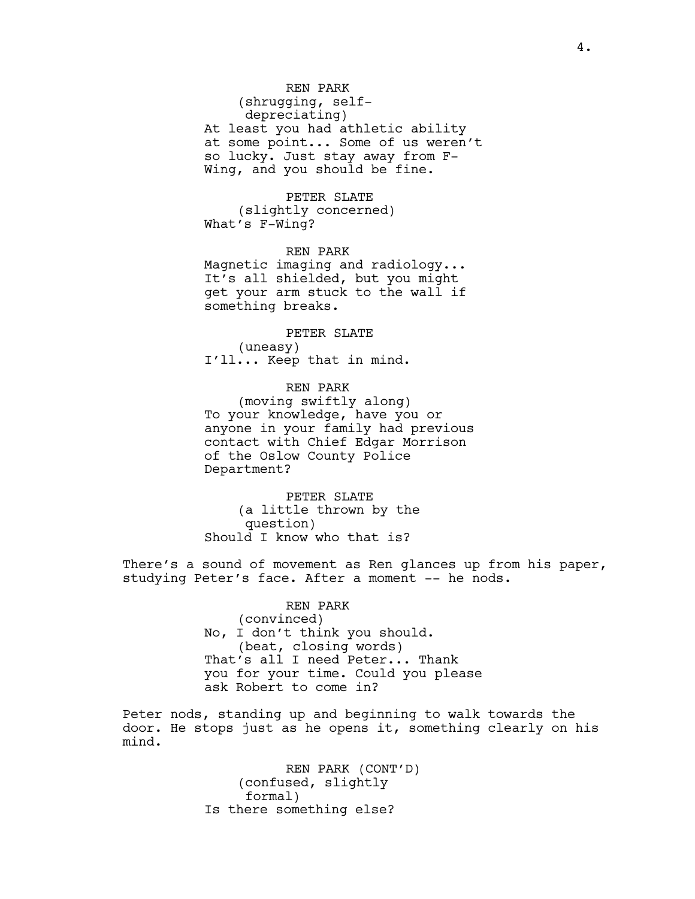REN PARK
(shrugging, self-depreciating)
At least you had athletic ability at some point... Some of us weren't so lucky. Just stay away from F-Wing, and you should be fine.

PETER SLATE
(slightly concerned)
What's F-Wing?

REN PARK
Magnetic imaging and radiology... It's all shielded, but you might get your arm stuck to the wall if something breaks.

PETER SLATE
(uneasy)
I'll... Keep that in mind.

REN PARK
(moving swiftly along)
To your knowledge, have you or anyone in your family had previous contact with Chief Edgar Morrison of the Oslow County Police Department?

PETER SLATE
(a little thrown by the question)
Should I know who that is?

There's a sound of movement as Ren glances up from his paper, studying Peter's face. After a moment -- he nods.

REN PARK
(convinced)
No, I don't think you should.
(beat, closing words)
That's all I need Peter... Thank you for your time. Could you please ask Robert to come in?

Peter nods, standing up and beginning to walk towards the door. He stops just as he opens it, something clearly on his mind.

REN PARK (CONT'D)
(confused, slightly formal)
Is there something else?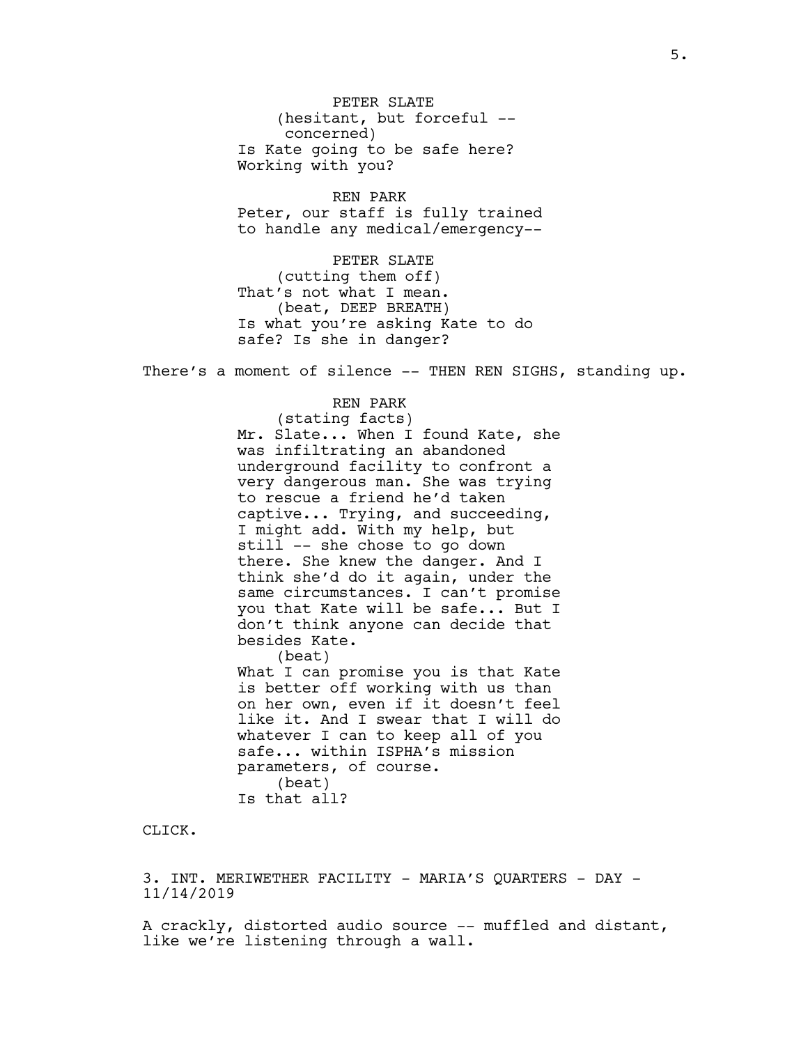PETER SLATE
(hesitant, but forceful -- concerned)
Is Kate going to be safe here? Working with you?

REN PARK
Peter, our staff is fully trained to handle any medical/emergency--

PETER SLATE
(cutting them off)
That's not what I mean.
(beat, DEEP BREATH)
Is what you're asking Kate to do safe? Is she in danger?

There's a moment of silence -- THEN REN SIGHS, standing up.

REN PARK
(stating facts)
Mr. Slate... When I found Kate, she was infiltrating an abandoned underground facility to confront a very dangerous man. She was trying to rescue a friend he'd taken captive... Trying, and succeeding, I might add. With my help, but still -- she chose to go down there. She knew the danger. And I think she'd do it again, under the same circumstances. I can't promise you that Kate will be safe... But I don't think anyone can decide that besides Kate.
(beat)
What I can promise you is that Kate is better off working with us than on her own, even if it doesn't feel like it. And I swear that I will do whatever I can to keep all of you safe... within ISPHA's mission parameters, of course.
(beat)
Is that all?

CLICK.

3. INT. MERIWETHER FACILITY - MARIA'S QUARTERS - DAY - 11/14/2019

A crackly, distorted audio source -- muffled and distant, like we're listening through a wall.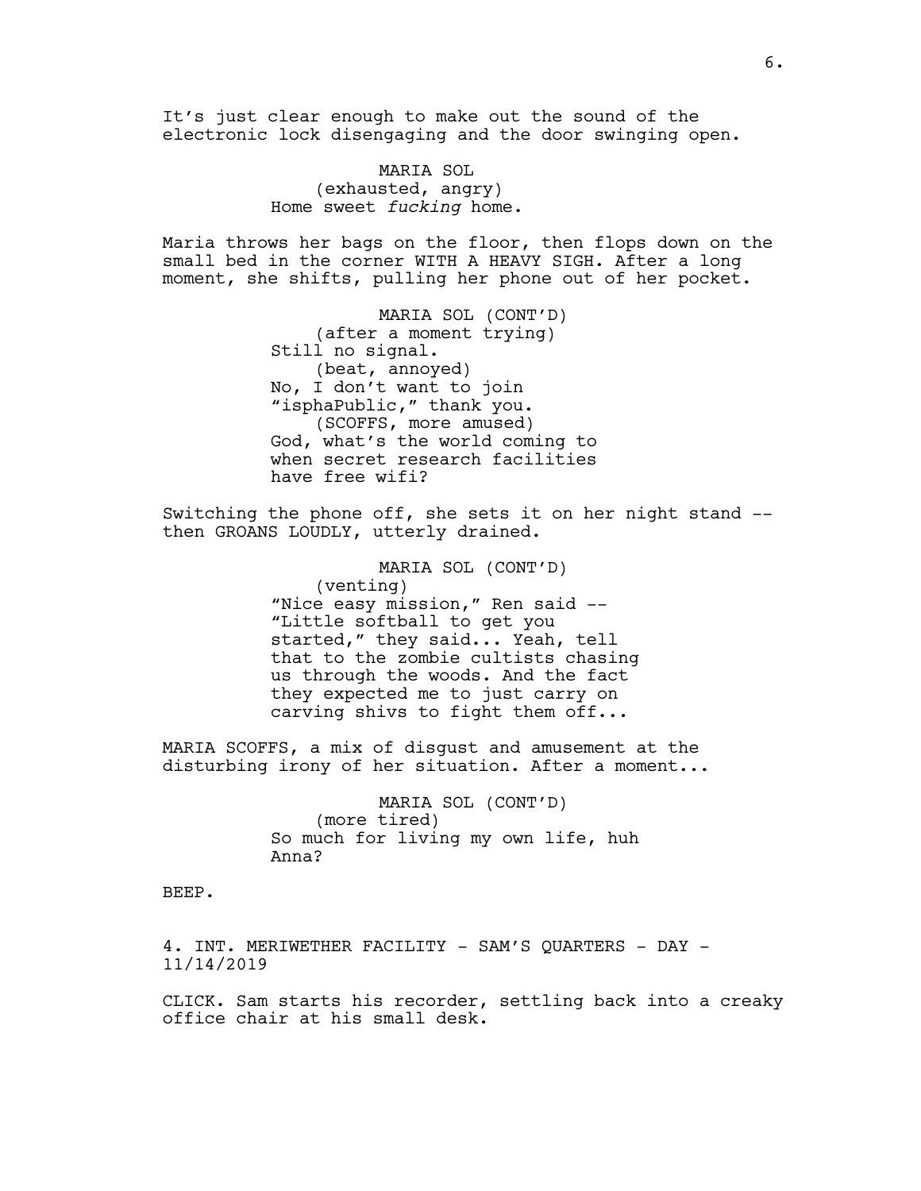It's just clear enough to make out the sound of the electronic lock disengaging and the door swinging open.

MARIA SOL
(exhausted, angry)
Home sweet *fucking* home.

Maria throws her bags on the floor, then flops down on the small bed in the corner WITH A HEAVY SIGH. After a long moment, she shifts, pulling her phone out of her pocket.

MARIA SOL (CONT'D)
(after a moment trying)
Still no signal.
(beat, annoyed)
No, I don't want to join "isphaPublic," thank you.
(SCOFFS, more amused)
God, what's the world coming to when secret research facilities have free wifi?

Switching the phone off, she sets it on her night stand -- then GROANS LOUDLY, utterly drained.

MARIA SOL (CONT'D)
(venting)
"Nice easy mission," Ren said -- "Little softball to get you started," they said... Yeah, tell that to the zombie cultists chasing us through the woods. And the fact they expected me to just carry on carving shivs to fight them off...

MARIA SCOFFS, a mix of disgust and amusement at the disturbing irony of her situation. After a moment...

MARIA SOL (CONT'D)
(more tired)
So much for living my own life, huh Anna?

BEEP.

4. INT. MERIWETHER FACILITY - SAM'S QUARTERS - DAY - 11/14/2019

CLICK. Sam starts his recorder, settling back into a creaky office chair at his small desk.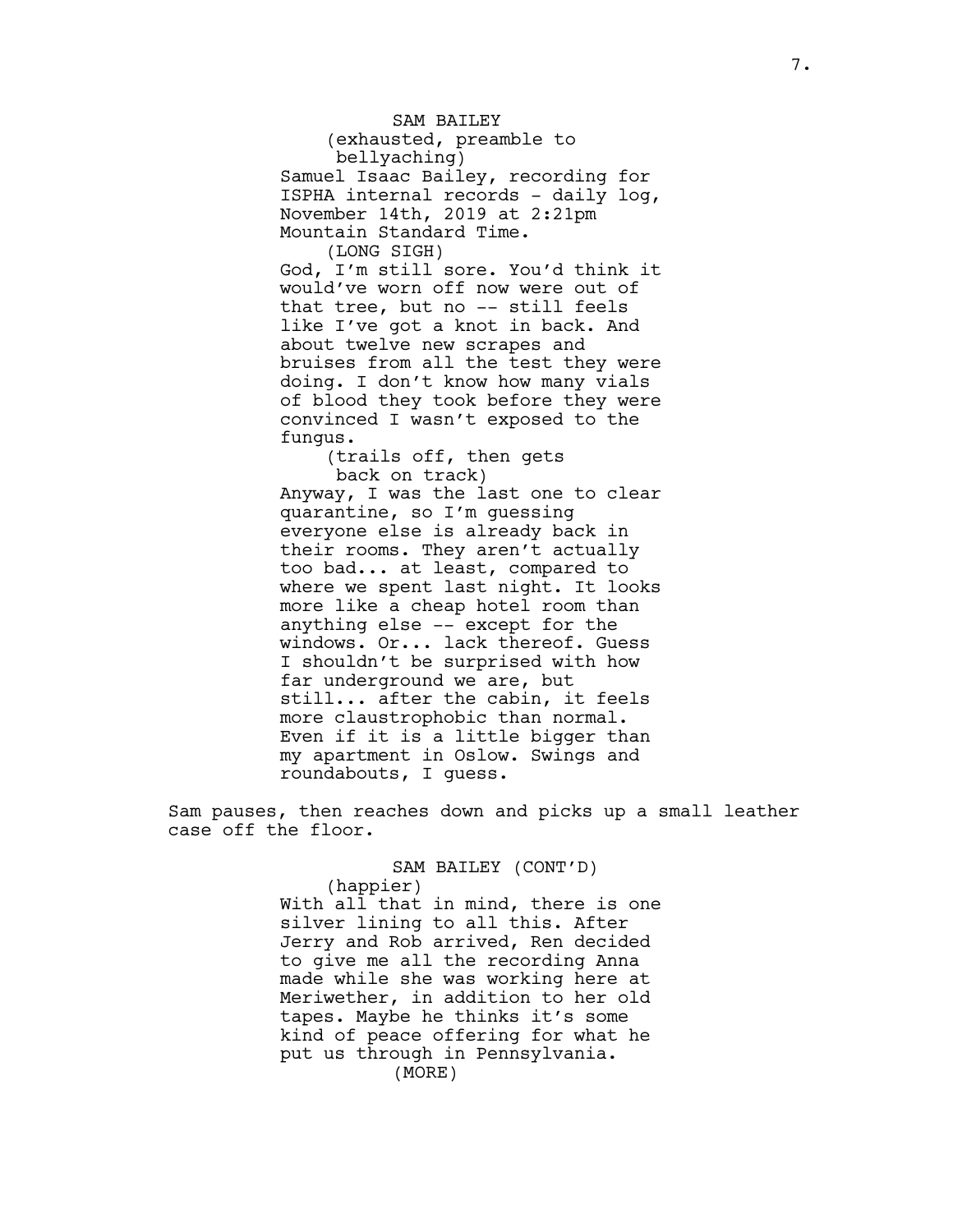SAM BAILEY

(exhausted, preamble to bellyaching)

Samuel Isaac Bailey, recording for ISPHA internal records - daily log, November 14th, 2019 at 2:21pm Mountain Standard Time.

(LONG SIGH)

God, I'm still sore. You'd think it would've worn off now were out of that tree, but no -- still feels like I've got a knot in back. And about twelve new scrapes and bruises from all the test they were doing. I don't know how many vials of blood they took before they were convinced I wasn't exposed to the fungus.

(trails off, then gets back on track)

Anyway, I was the last one to clear quarantine, so I'm guessing everyone else is already back in their rooms. They aren't actually too bad... at least, compared to where we spent last night. It looks more like a cheap hotel room than anything else -- except for the windows. Or... lack thereof. Guess I shouldn't be surprised with how far underground we are, but still... after the cabin, it feels more claustrophobic than normal. Even if it is a little bigger than my apartment in Oslow. Swings and roundabouts, I guess.

Sam pauses, then reaches down and picks up a small leather case off the floor.

SAM BAILEY (CONT'D)

(happier)

With all that in mind, there is one silver lining to all this. After Jerry and Rob arrived, Ren decided to give me all the recording Anna made while she was working here at Meriwether, in addition to her old tapes. Maybe he thinks it's some kind of peace offering for what he put us through in Pennsylvania.

(MORE)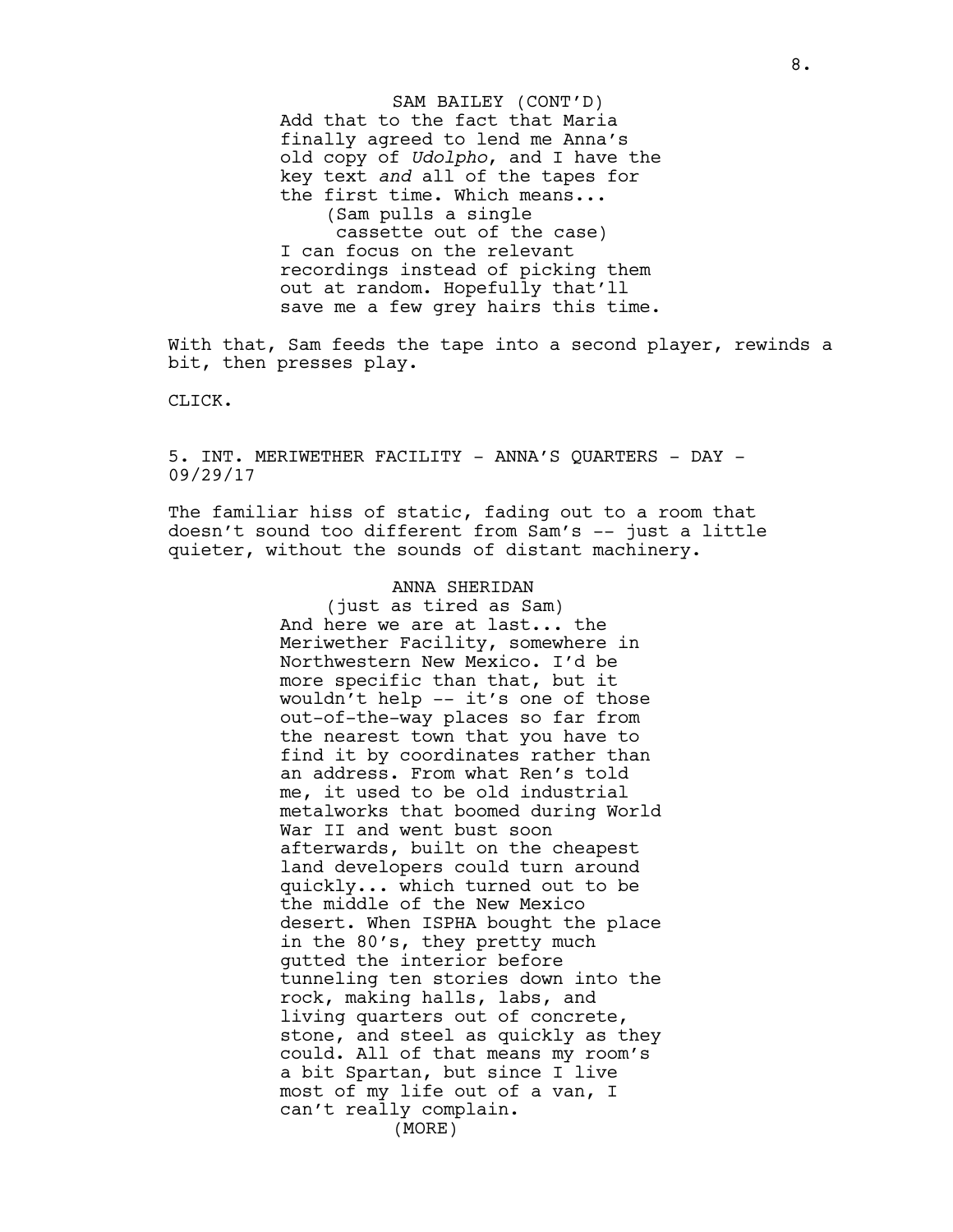SAM BAILEY (CONT'D)
Add that to the fact that Maria finally agreed to lend me Anna's old copy of *Udolpho*, and I have the key text *and* all of the tapes for the first time. Which means...
(Sam pulls a single cassette out of the case)
I can focus on the relevant recordings instead of picking them out at random. Hopefully that'll save me a few grey hairs this time.

With that, Sam feeds the tape into a second player, rewinds a bit, then presses play.

CLICK.

5. INT. MERIWETHER FACILITY - ANNA'S QUARTERS - DAY - 09/29/17

The familiar hiss of static, fading out to a room that doesn't sound too different from Sam's -- just a little quieter, without the sounds of distant machinery.

ANNA SHERIDAN
(just as tired as Sam)
And here we are at last... the Meriwether Facility, somewhere in Northwestern New Mexico. I'd be more specific than that, but it wouldn't help -- it's one of those out-of-the-way places so far from the nearest town that you have to find it by coordinates rather than an address. From what Ren's told me, it used to be old industrial metalworks that boomed during World War II and went bust soon afterwards, built on the cheapest land developers could turn around quickly... which turned out to be the middle of the New Mexico desert. When ISPHA bought the place in the 80's, they pretty much gutted the interior before tunneling ten stories down into the rock, making halls, labs, and living quarters out of concrete, stone, and steel as quickly as they could. All of that means my room's a bit Spartan, but since I live most of my life out of a van, I can't really complain.
(MORE)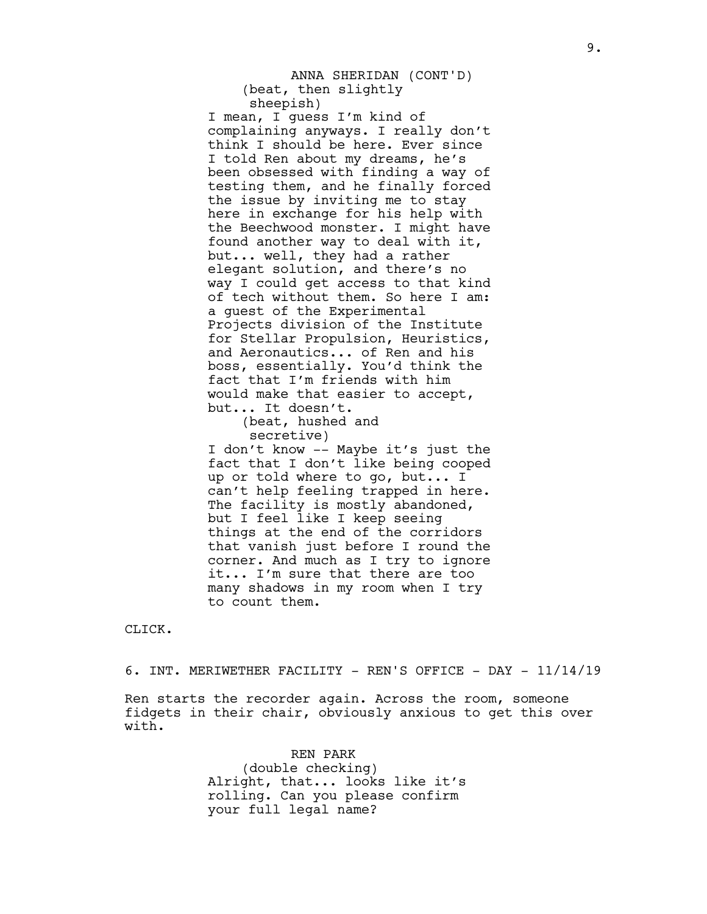ANNA SHERIDAN (CONT'D)
(beat, then slightly sheepish)
I mean, I guess I'm kind of complaining anyways. I really don't think I should be here. Ever since I told Ren about my dreams, he's been obsessed with finding a way of testing them, and he finally forced the issue by inviting me to stay here in exchange for his help with the Beechwood monster. I might have found another way to deal with it, but... well, they had a rather elegant solution, and there's no way I could get access to that kind of tech without them. So here I am: a guest of the Experimental Projects division of the Institute for Stellar Propulsion, Heuristics, and Aeronautics... of Ren and his boss, essentially. You'd think the fact that I'm friends with him would make that easier to accept, but... It doesn't.
(beat, hushed and secretive)
I don't know -- Maybe it's just the fact that I don't like being cooped up or told where to go, but... I can't help feeling trapped in here. The facility is mostly abandoned, but I feel like I keep seeing things at the end of the corridors that vanish just before I round the corner. And much as I try to ignore it... I'm sure that there are too many shadows in my room when I try to count them.

CLICK.

6. INT. MERIWETHER FACILITY - REN'S OFFICE - DAY - 11/14/19

Ren starts the recorder again. Across the room, someone fidgets in their chair, obviously anxious to get this over with.

REN PARK
(double checking)
Alright, that... looks like it's rolling. Can you please confirm your full legal name?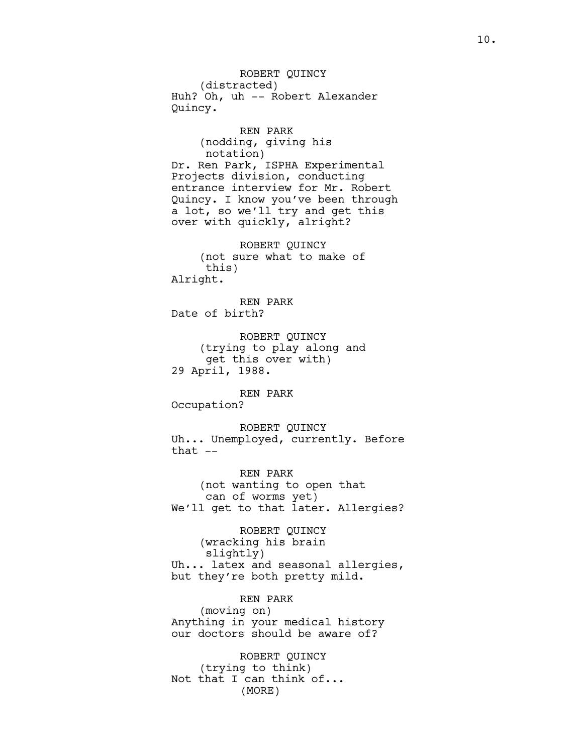ROBERT QUINCY
(distracted)
Huh? Oh, uh -- Robert Alexander Quincy.

REN PARK
(nodding, giving his notation)
Dr. Ren Park, ISPHA Experimental Projects division, conducting entrance interview for Mr. Robert Quincy. I know you've been through a lot, so we'll try and get this over with quickly, alright?

ROBERT QUINCY
(not sure what to make of this)
Alright.

REN PARK
Date of birth?

ROBERT QUINCY
(trying to play along and get this over with)
29 April, 1988.

REN PARK
Occupation?

ROBERT QUINCY
Uh... Unemployed, currently. Before that --

REN PARK
(not wanting to open that can of worms yet)
We'll get to that later. Allergies?

ROBERT QUINCY
(wracking his brain slightly)
Uh... latex and seasonal allergies, but they're both pretty mild.

REN PARK
(moving on)
Anything in your medical history our doctors should be aware of?

ROBERT QUINCY
(trying to think)
Not that I can think of...
(MORE)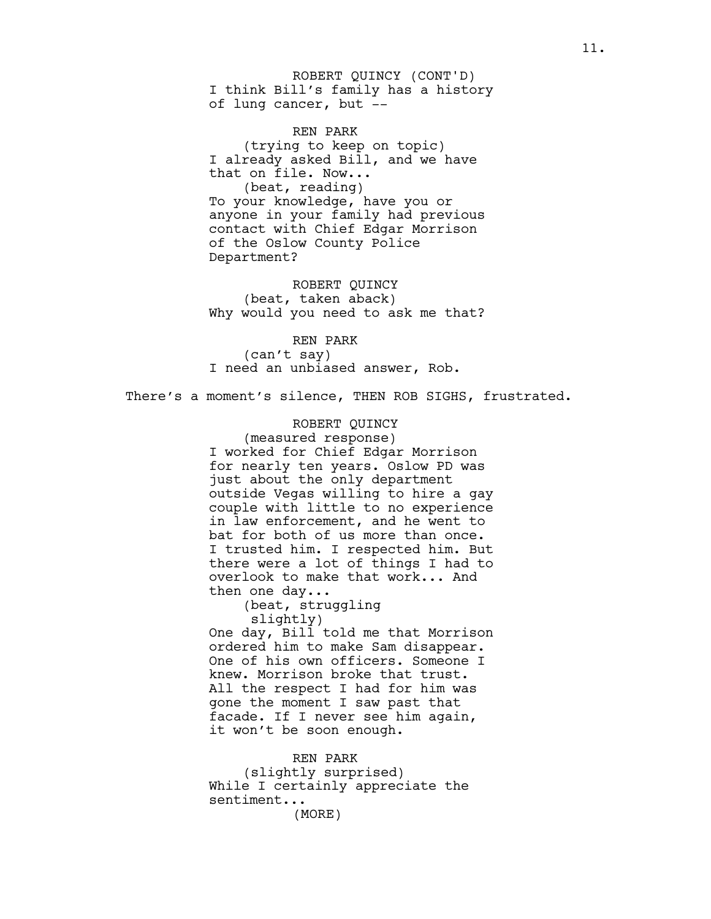ROBERT QUINCY (CONT'D)
I think Bill's family has a history of lung cancer, but --

REN PARK
(trying to keep on topic)
I already asked Bill, and we have that on file. Now...
(beat, reading)
To your knowledge, have you or anyone in your family had previous contact with Chief Edgar Morrison of the Oslow County Police Department?

ROBERT QUINCY
(beat, taken aback)
Why would you need to ask me that?

REN PARK
(can't say)
I need an unbiased answer, Rob.

There's a moment's silence, THEN ROB SIGHS, frustrated.

ROBERT QUINCY
(measured response)
I worked for Chief Edgar Morrison for nearly ten years. Oslow PD was just about the only department outside Vegas willing to hire a gay couple with little to no experience in law enforcement, and he went to bat for both of us more than once. I trusted him. I respected him. But there were a lot of things I had to overlook to make that work... And then one day...
(beat, struggling slightly)
One day, Bill told me that Morrison ordered him to make Sam disappear. One of his own officers. Someone I knew. Morrison broke that trust. All the respect I had for him was gone the moment I saw past that facade. If I never see him again, it won't be soon enough.

REN PARK
(slightly surprised)
While I certainly appreciate the sentiment...
(MORE)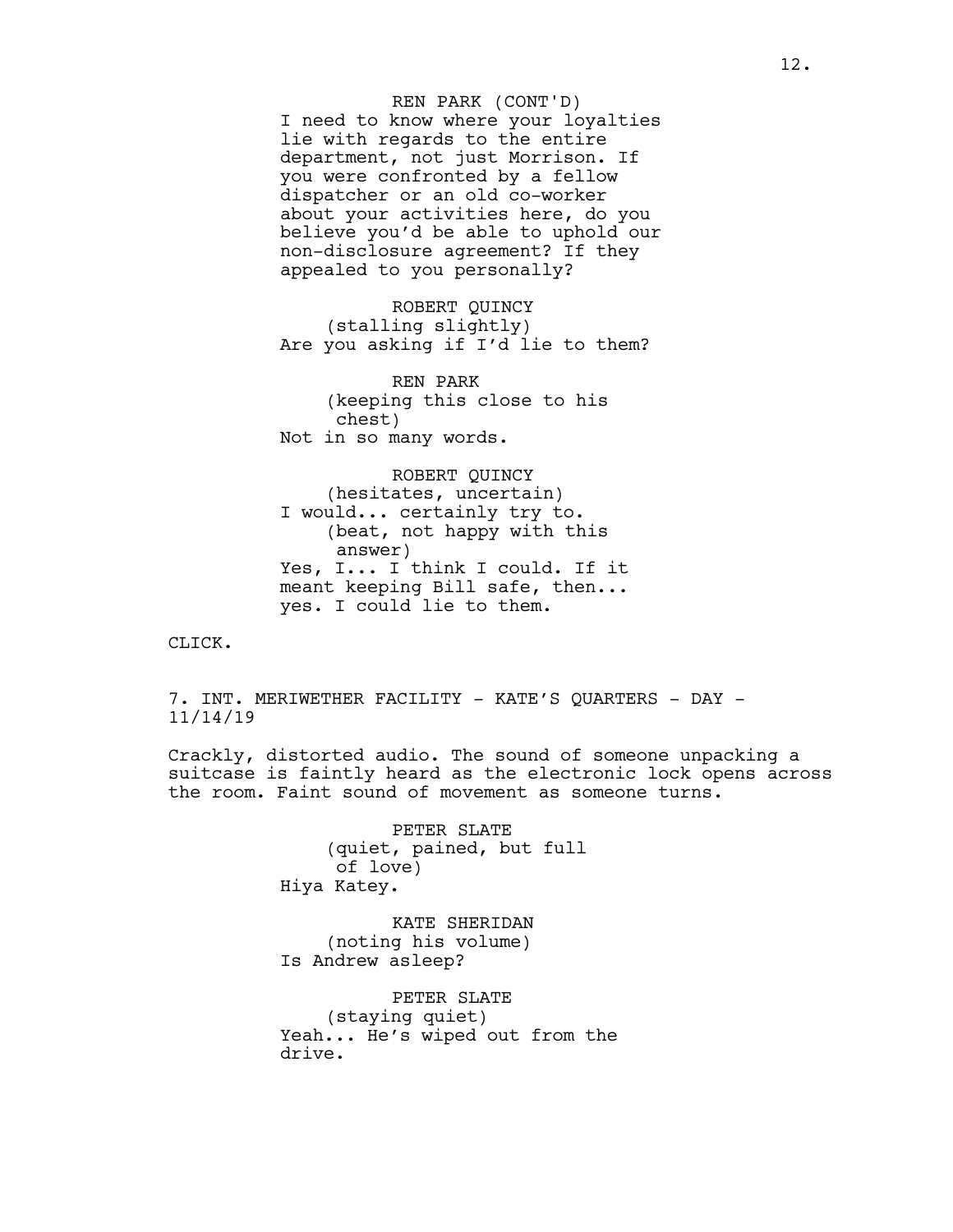REN PARK (CONT'D)

I need to know where your loyalties lie with regards to the entire department, not just Morrison. If you were confronted by a fellow dispatcher or an old co-worker about your activities here, do you believe you'd be able to uphold our non-disclosure agreement? If they appealed to you personally?

ROBERT QUINCY

(stalling slightly)

Are you asking if I'd lie to them?

REN PARK

(keeping this close to his chest)

Not in so many words.

ROBERT QUINCY

(hesitates, uncertain)

I would... certainly try to.

(beat, not happy with this answer)

Yes, I... I think I could. If it meant keeping Bill safe, then... yes. I could lie to them.

CLICK.

7. INT. MERIWETHER FACILITY - KATE'S QUARTERS - DAY - 11/14/19

Crackly, distorted audio. The sound of someone unpacking a suitcase is faintly heard as the electronic lock opens across the room. Faint sound of movement as someone turns.

PETER SLATE

(quiet, pained, but full of love)

Hiya Katey.

KATE SHERIDAN

(noting his volume)

Is Andrew asleep?

PETER SLATE

(staying quiet)

Yeah... He's wiped out from the drive.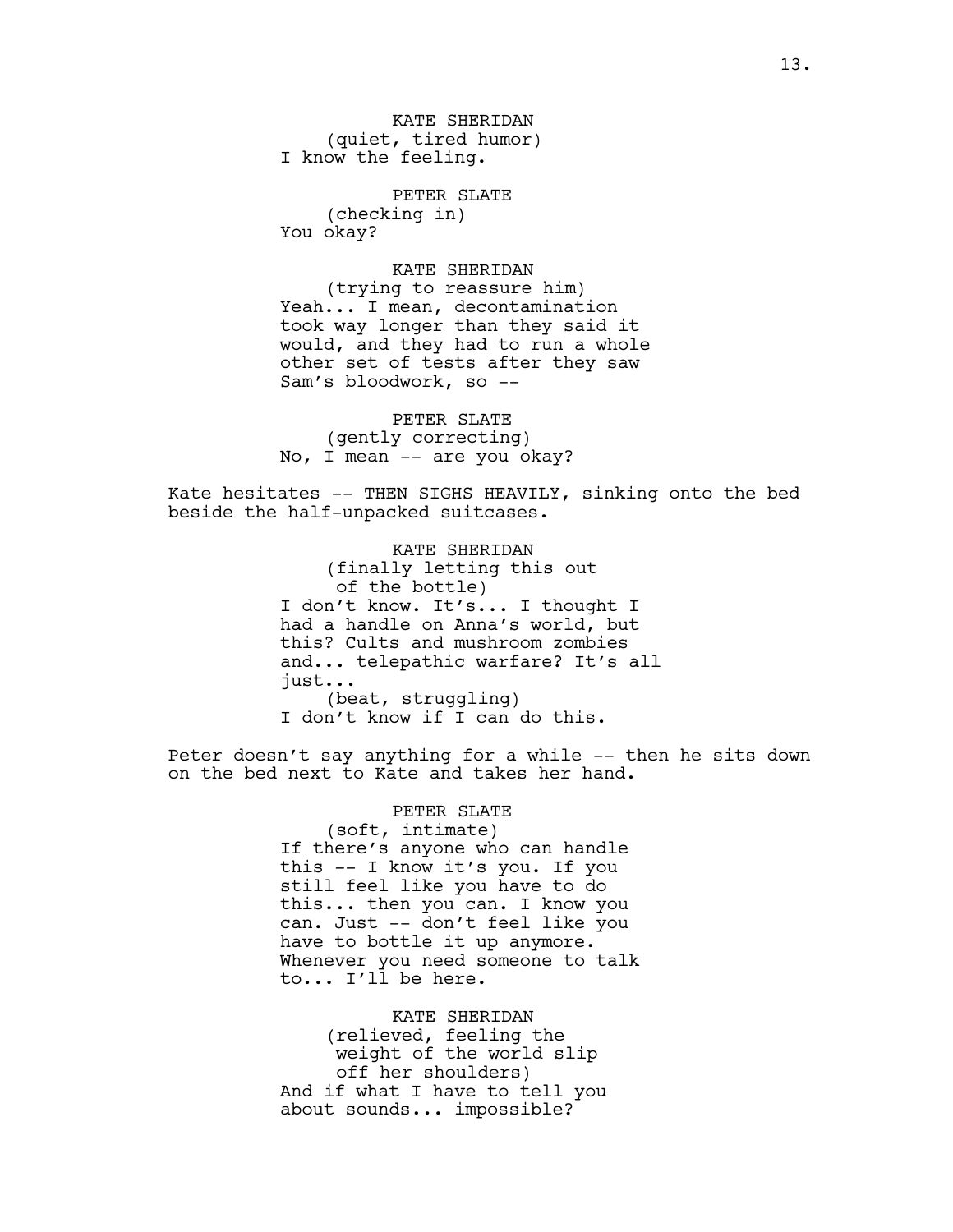KATE SHERIDAN
(quiet, tired humor)
I know the feeling.

PETER SLATE
(checking in)
You okay?

KATE SHERIDAN
(trying to reassure him)
Yeah... I mean, decontamination took way longer than they said it would, and they had to run a whole other set of tests after they saw Sam's bloodwork, so --

PETER SLATE
(gently correcting)
No, I mean -- are you okay?

Kate hesitates -- THEN SIGHS HEAVILY, sinking onto the bed beside the half-unpacked suitcases.

KATE SHERIDAN
(finally letting this out of the bottle)
I don't know. It's... I thought I had a handle on Anna's world, but this? Cults and mushroom zombies and... telepathic warfare? It's all just...
(beat, struggling)
I don't know if I can do this.

Peter doesn't say anything for a while -- then he sits down on the bed next to Kate and takes her hand.

PETER SLATE
(soft, intimate)
If there's anyone who can handle this -- I know it's you. If you still feel like you have to do this... then you can. I know you can. Just -- don't feel like you have to bottle it up anymore. Whenever you need someone to talk to... I'll be here.

KATE SHERIDAN
(relieved, feeling the weight of the world slip off her shoulders)
And if what I have to tell you about sounds... impossible?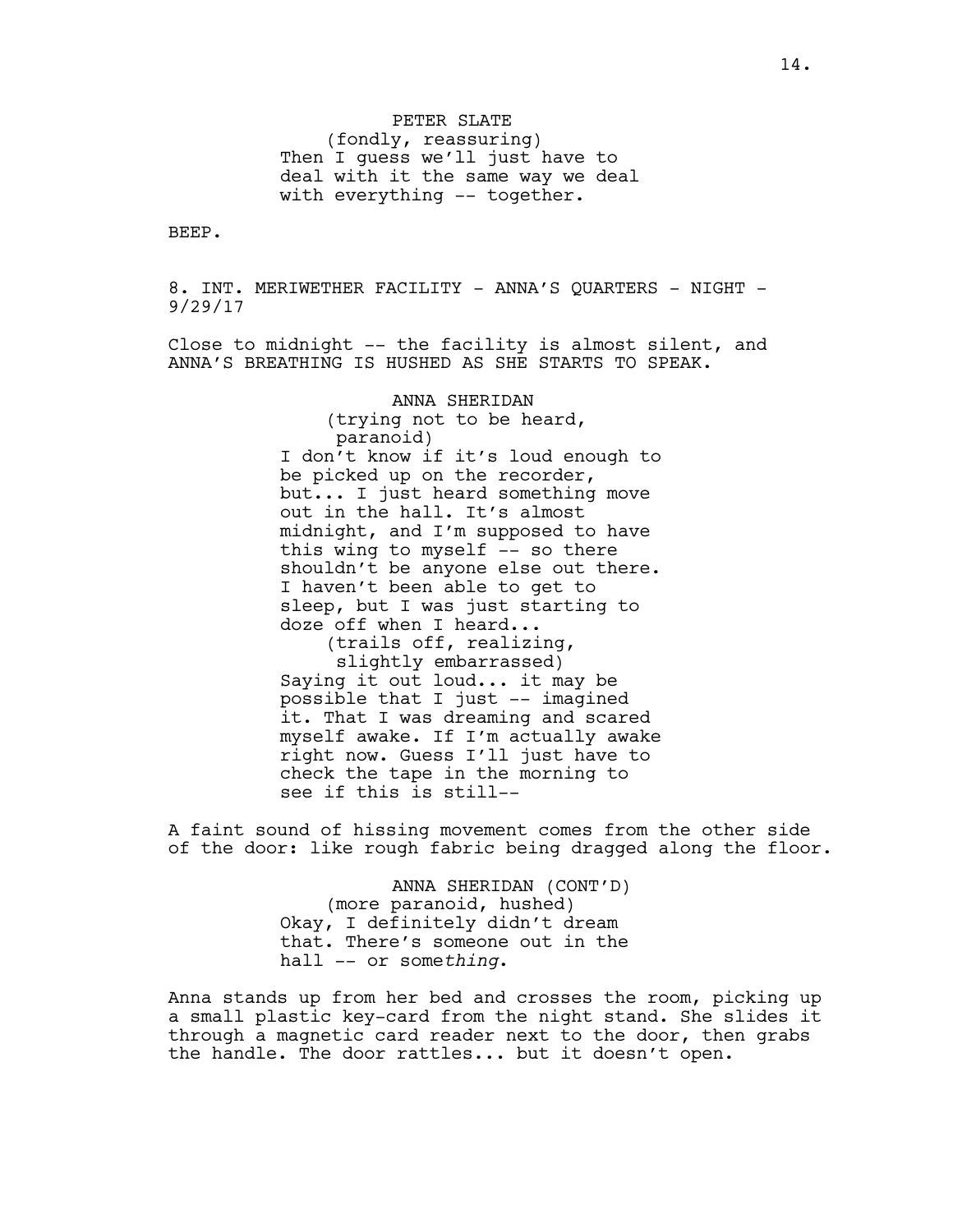PETER SLATE
(fondly, reassuring)
Then I guess we'll just have to deal with it the same way we deal with everything -- together.

BEEP.

8. INT. MERIWETHER FACILITY - ANNA'S QUARTERS - NIGHT - 9/29/17

Close to midnight -- the facility is almost silent, and ANNA'S BREATHING IS HUSHED AS SHE STARTS TO SPEAK.

ANNA SHERIDAN
(trying not to be heard, paranoid)
I don't know if it's loud enough to be picked up on the recorder, but... I just heard something move out in the hall. It's almost midnight, and I'm supposed to have this wing to myself -- so there shouldn't be anyone else out there. I haven't been able to get to sleep, but I was just starting to doze off when I heard...
(trails off, realizing, slightly embarrassed)
Saying it out loud... it may be possible that I just -- imagined it. That I was dreaming and scared myself awake. If I'm actually awake right now. Guess I'll just have to check the tape in the morning to see if this is still--

A faint sound of hissing movement comes from the other side of the door: like rough fabric being dragged along the floor.

ANNA SHERIDAN (CONT'D)
(more paranoid, hushed)
Okay, I definitely didn't dream that. There's someone out in the hall -- or some*thing*.

Anna stands up from her bed and crosses the room, picking up a small plastic key-card from the night stand. She slides it through a magnetic card reader next to the door, then grabs the handle. The door rattles... but it doesn't open.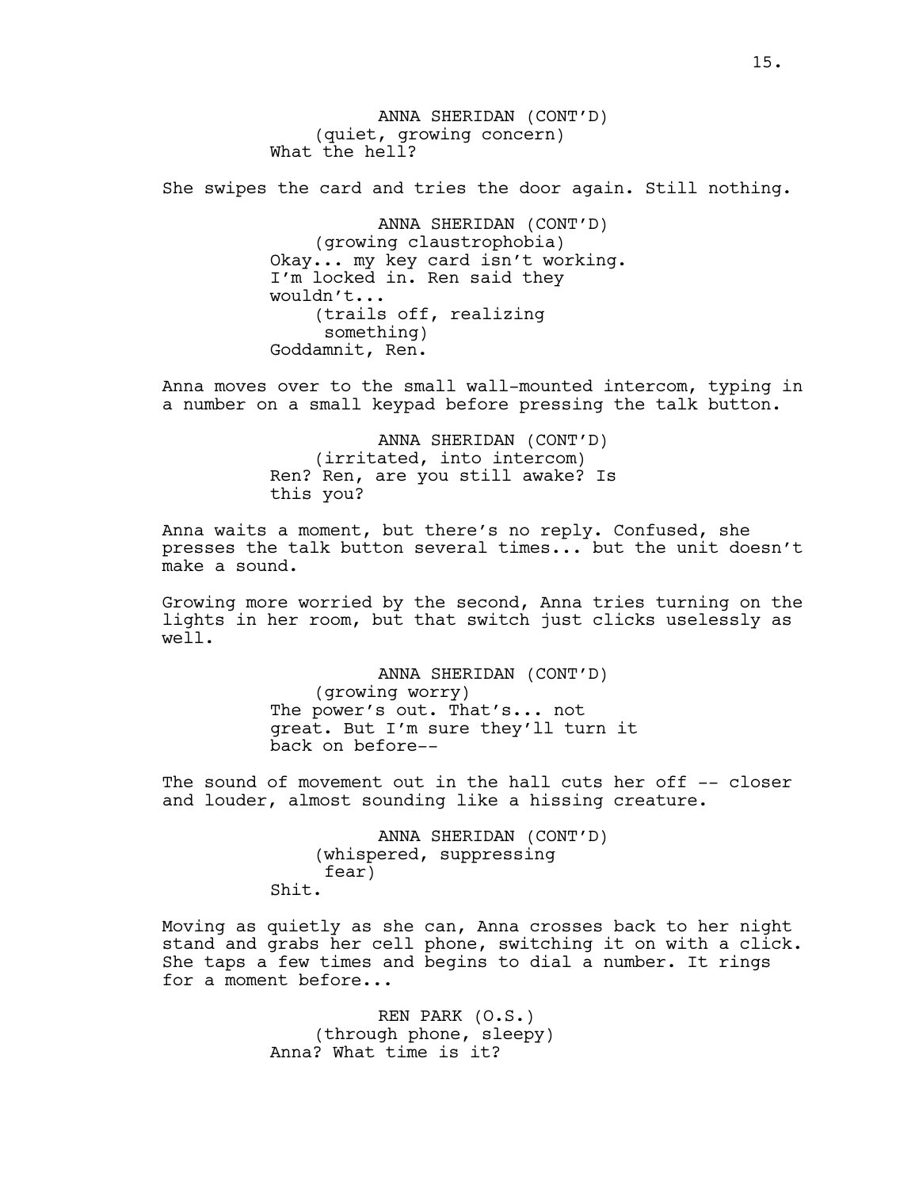ANNA SHERIDAN (CONT'D)
(quiet, growing concern)
What the hell?

She swipes the card and tries the door again. Still nothing.

ANNA SHERIDAN (CONT'D)
(growing claustrophobia)
Okay... my key card isn't working. I'm locked in. Ren said they wouldn't...
(trails off, realizing something)
Goddamnit, Ren.

Anna moves over to the small wall-mounted intercom, typing in a number on a small keypad before pressing the talk button.

ANNA SHERIDAN (CONT'D)
(irritated, into intercom)
Ren? Ren, are you still awake? Is this you?

Anna waits a moment, but there's no reply. Confused, she presses the talk button several times... but the unit doesn't make a sound.

Growing more worried by the second, Anna tries turning on the lights in her room, but that switch just clicks uselessly as well.

ANNA SHERIDAN (CONT'D)
(growing worry)
The power's out. That's... not great. But I'm sure they'll turn it back on before--

The sound of movement out in the hall cuts her off -- closer and louder, almost sounding like a hissing creature.

ANNA SHERIDAN (CONT'D)
(whispered, suppressing fear)
Shit.

Moving as quietly as she can, Anna crosses back to her night stand and grabs her cell phone, switching it on with a click. She taps a few times and begins to dial a number. It rings for a moment before...

REN PARK (O.S.)
(through phone, sleepy)
Anna? What time is it?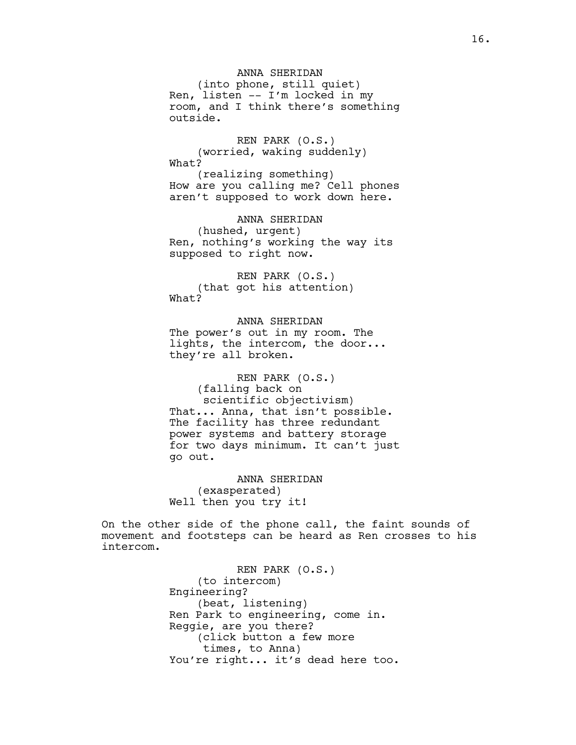ANNA SHERIDAN
(into phone, still quiet)
Ren, listen -- I'm locked in my room, and I think there's something outside.

REN PARK (O.S.)
(worried, waking suddenly)
What?
(realizing something)
How are you calling me? Cell phones aren't supposed to work down here.

ANNA SHERIDAN
(hushed, urgent)
Ren, nothing's working the way its supposed to right now.

REN PARK (O.S.)
(that got his attention)
What?

ANNA SHERIDAN
The power's out in my room. The lights, the intercom, the door... they're all broken.

REN PARK (O.S.)
(falling back on scientific objectivism)
That... Anna, that isn't possible. The facility has three redundant power systems and battery storage for two days minimum. It can't just go out.

ANNA SHERIDAN
(exasperated)
Well then you try it!

On the other side of the phone call, the faint sounds of movement and footsteps can be heard as Ren crosses to his intercom.

REN PARK (O.S.)
(to intercom)
Engineering?
(beat, listening)
Ren Park to engineering, come in. Reggie, are you there?
(click button a few more times, to Anna)
You're right... it's dead here too.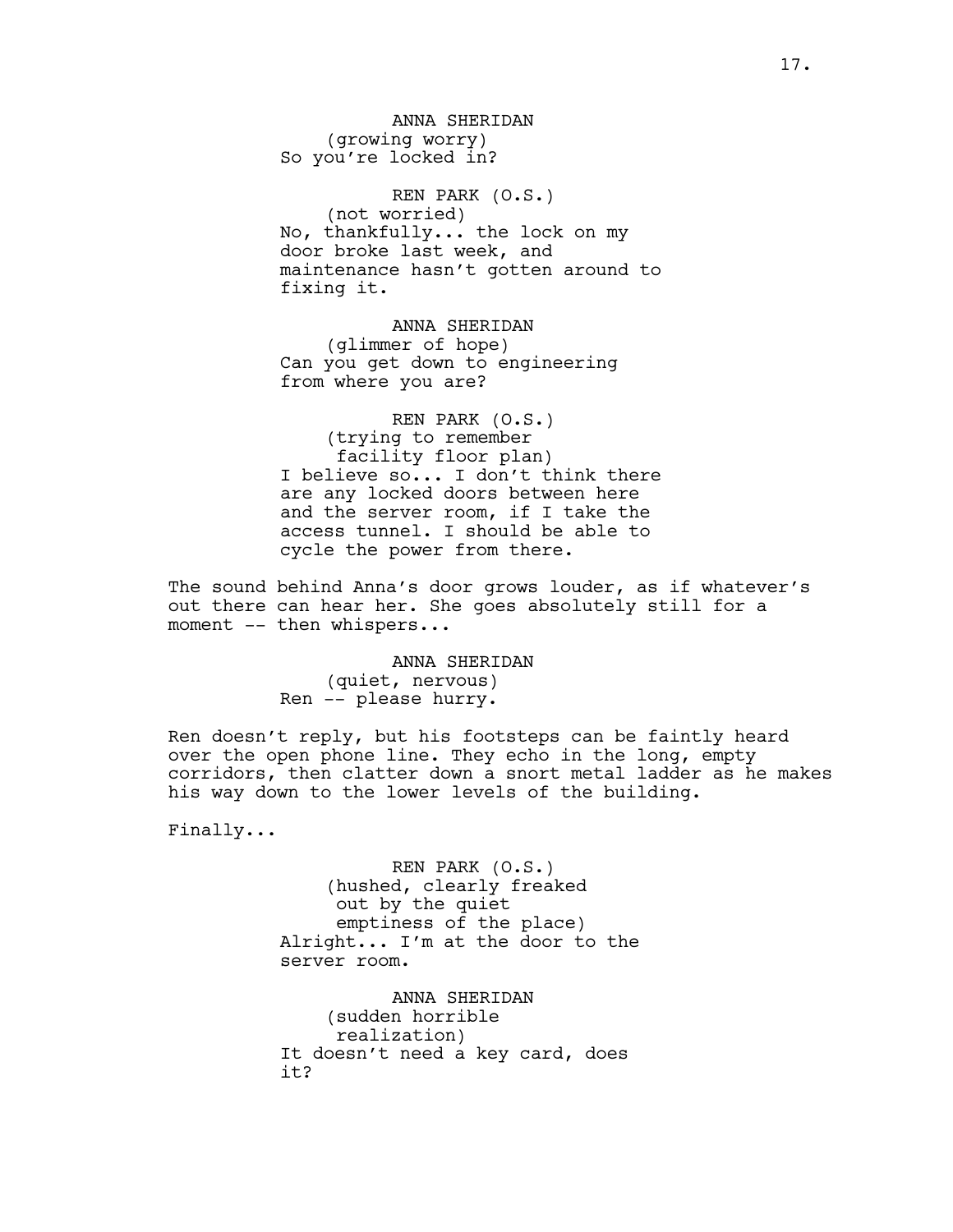ANNA SHERIDAN
(growing worry)
So you're locked in?

REN PARK (O.S.)
(not worried)
No, thankfully... the lock on my door broke last week, and maintenance hasn't gotten around to fixing it.

ANNA SHERIDAN
(glimmer of hope)
Can you get down to engineering from where you are?

REN PARK (O.S.)
(trying to remember facility floor plan)
I believe so... I don't think there are any locked doors between here and the server room, if I take the access tunnel. I should be able to cycle the power from there.

The sound behind Anna's door grows louder, as if whatever's out there can hear her. She goes absolutely still for a moment -- then whispers...

ANNA SHERIDAN
(quiet, nervous)
Ren -- please hurry.

Ren doesn't reply, but his footsteps can be faintly heard over the open phone line. They echo in the long, empty corridors, then clatter down a snort metal ladder as he makes his way down to the lower levels of the building.

Finally...

REN PARK (O.S.)
(hushed, clearly freaked out by the quiet emptiness of the place)
Alright... I'm at the door to the server room.

ANNA SHERIDAN
(sudden horrible realization)
It doesn't need a key card, does it?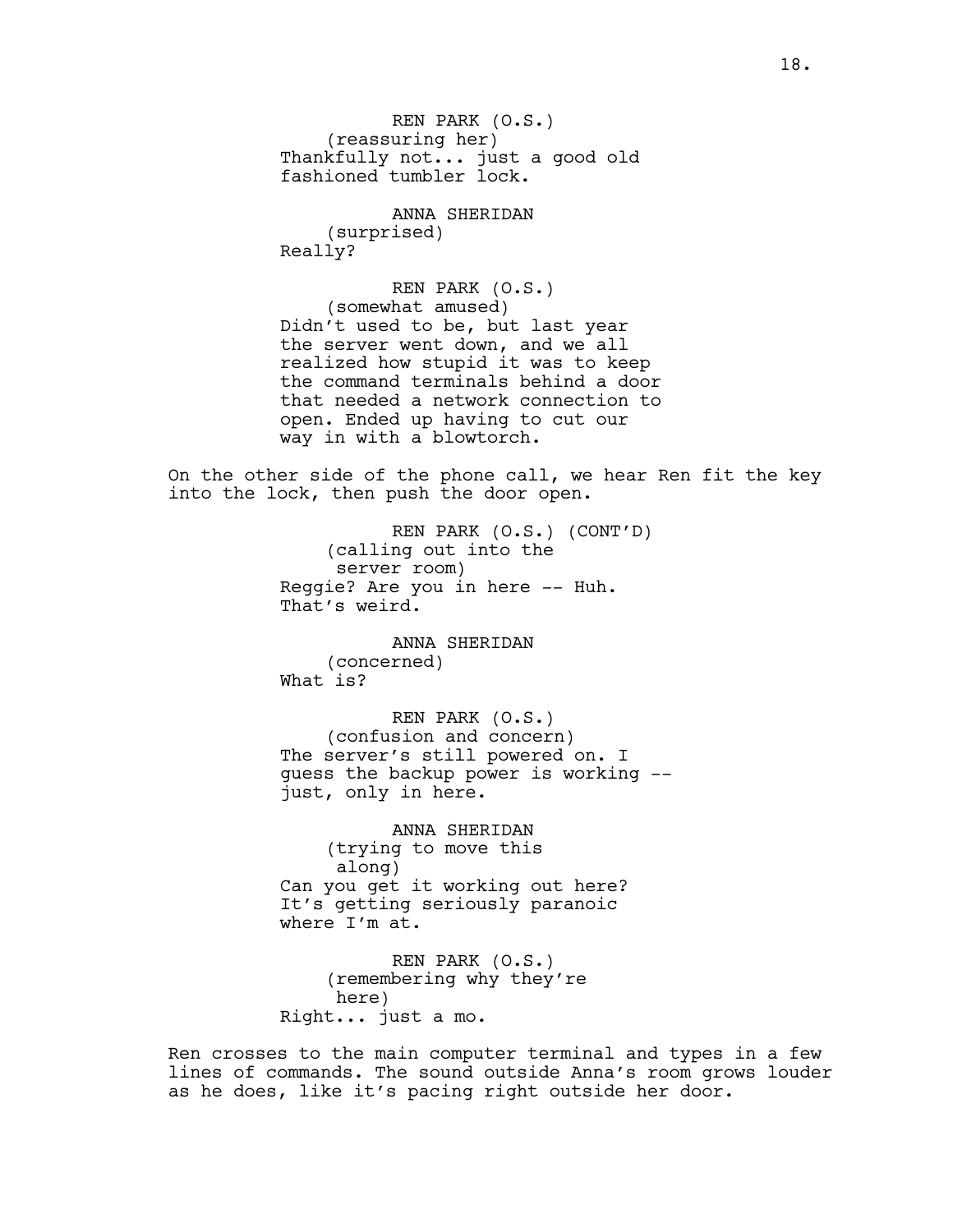REN PARK (O.S.)
(reassuring her)
Thankfully not... just a good old fashioned tumbler lock.

ANNA SHERIDAN
(surprised)
Really?

REN PARK (O.S.)
(somewhat amused)
Didn't used to be, but last year the server went down, and we all realized how stupid it was to keep the command terminals behind a door that needed a network connection to open. Ended up having to cut our way in with a blowtorch.

On the other side of the phone call, we hear Ren fit the key into the lock, then push the door open.

REN PARK (O.S.) (CONT'D)
(calling out into the server room)
Reggie? Are you in here -- Huh. That's weird.

ANNA SHERIDAN
(concerned)
What is?

REN PARK (O.S.)
(confusion and concern)
The server's still powered on. I guess the backup power is working -- just, only in here.

ANNA SHERIDAN
(trying to move this along)
Can you get it working out here? It's getting seriously paranoic where I'm at.

REN PARK (O.S.)
(remembering why they're here)
Right... just a mo.

Ren crosses to the main computer terminal and types in a few lines of commands. The sound outside Anna's room grows louder as he does, like it's pacing right outside her door.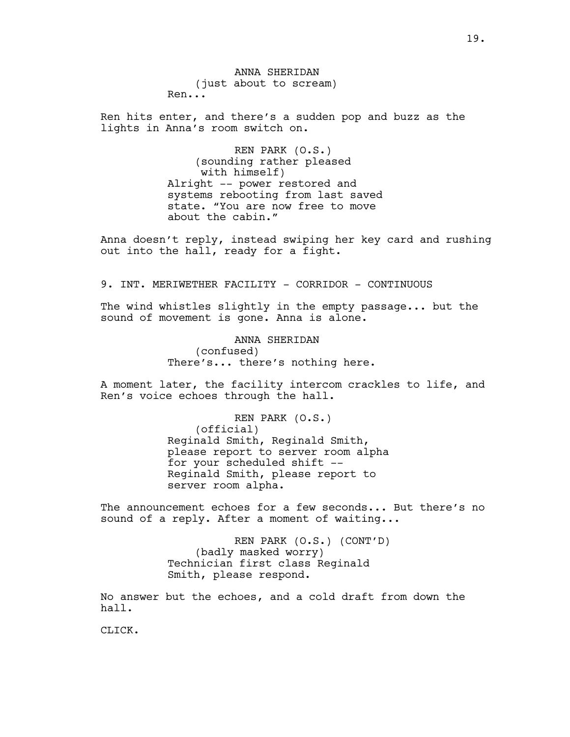ANNA SHERIDAN
(just about to scream)
Ren...

Ren hits enter, and there's a sudden pop and buzz as the lights in Anna's room switch on.

REN PARK (O.S.)
(sounding rather pleased with himself)
Alright -- power restored and systems rebooting from last saved state. "You are now free to move about the cabin."

Anna doesn't reply, instead swiping her key card and rushing out into the hall, ready for a fight.

9. INT. MERIWETHER FACILITY - CORRIDOR - CONTINUOUS

The wind whistles slightly in the empty passage... but the sound of movement is gone. Anna is alone.

ANNA SHERIDAN
(confused)
There's... there's nothing here.

A moment later, the facility intercom crackles to life, and Ren's voice echoes through the hall.

REN PARK (O.S.)
(official)
Reginald Smith, Reginald Smith, please report to server room alpha for your scheduled shift -- Reginald Smith, please report to server room alpha.

The announcement echoes for a few seconds... But there's no sound of a reply. After a moment of waiting...

REN PARK (O.S.) (CONT'D)
(badly masked worry)
Technician first class Reginald Smith, please respond.

No answer but the echoes, and a cold draft from down the hall.

CLICK.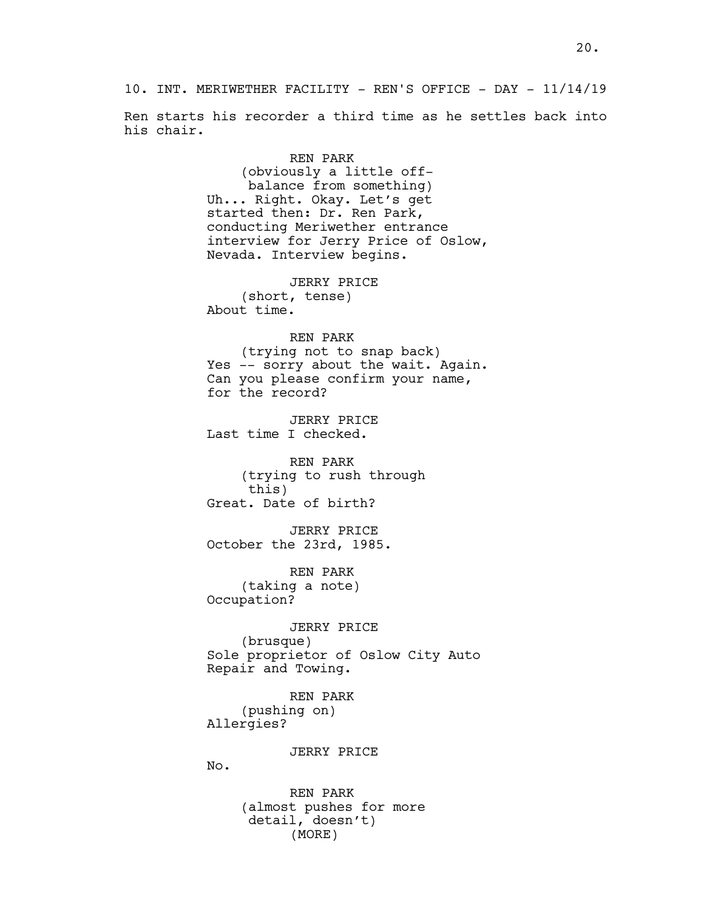10. INT. MERIWETHER FACILITY - REN'S OFFICE - DAY - 11/14/19

Ren starts his recorder a third time as he settles back into his chair.

REN PARK
(obviously a little off-balance from something)
Uh... Right. Okay. Let's get started then: Dr. Ren Park, conducting Meriwether entrance interview for Jerry Price of Oslow, Nevada. Interview begins.

JERRY PRICE
(short, tense)
About time.

REN PARK
(trying not to snap back)
Yes -- sorry about the wait. Again. Can you please confirm your name, for the record?

JERRY PRICE
Last time I checked.

REN PARK
(trying to rush through this)
Great. Date of birth?

JERRY PRICE
October the 23rd, 1985.

REN PARK
(taking a note)
Occupation?

JERRY PRICE
(brusque)
Sole proprietor of Oslow City Auto Repair and Towing.

REN PARK
(pushing on)
Allergies?

JERRY PRICE
No.

REN PARK
(almost pushes for more detail, doesn't)
(MORE)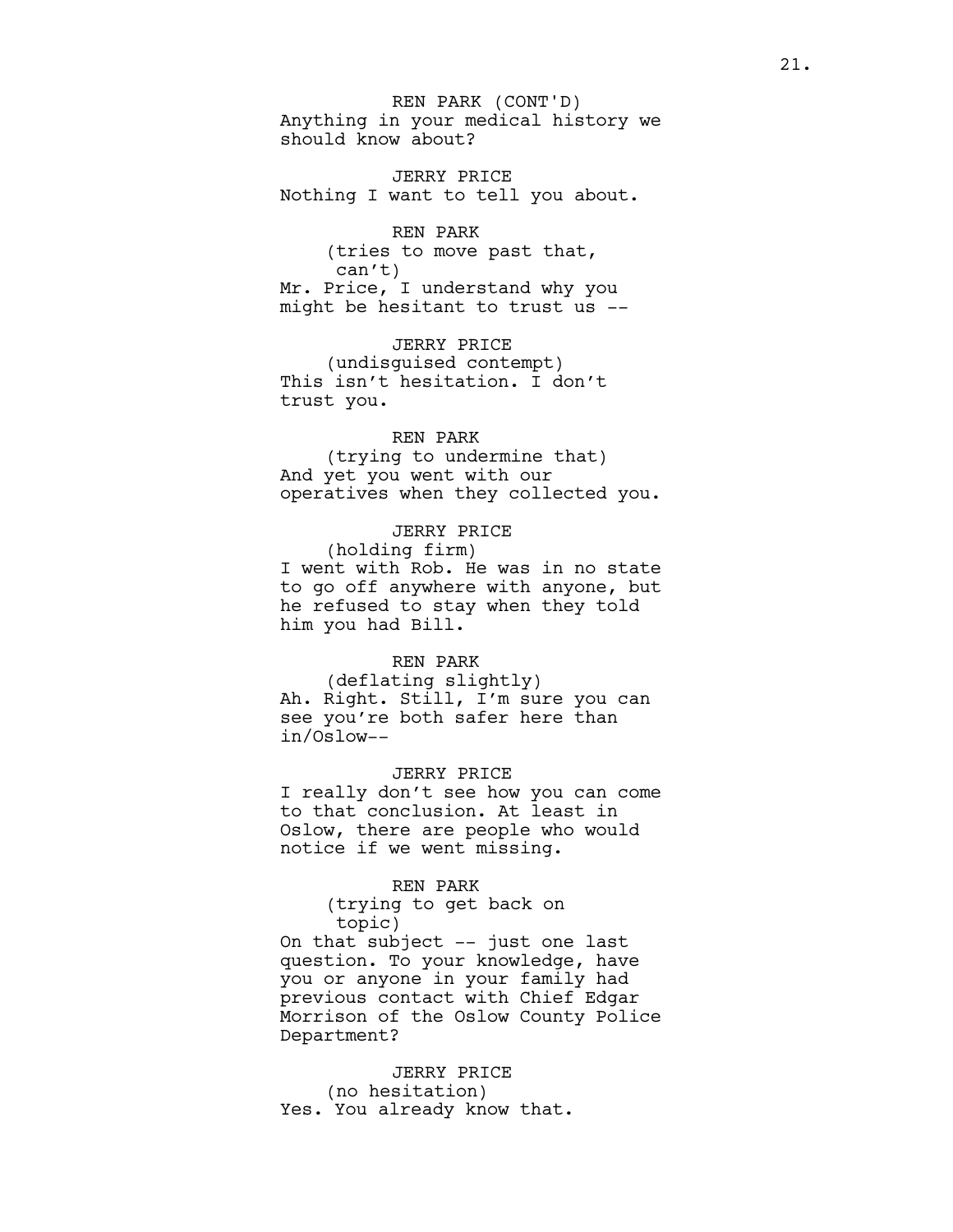REN PARK (CONT'D)
Anything in your medical history we should know about?

JERRY PRICE
Nothing I want to tell you about.

REN PARK
(tries to move past that, can't)
Mr. Price, I understand why you might be hesitant to trust us --

JERRY PRICE
(undisguised contempt)
This isn't hesitation. I don't trust you.

REN PARK
(trying to undermine that)
And yet you went with our operatives when they collected you.

JERRY PRICE
(holding firm)
I went with Rob. He was in no state to go off anywhere with anyone, but he refused to stay when they told him you had Bill.

REN PARK
(deflating slightly)
Ah. Right. Still, I'm sure you can see you're both safer here than in/Oslow--

JERRY PRICE
I really don't see how you can come to that conclusion. At least in Oslow, there are people who would notice if we went missing.

REN PARK
(trying to get back on topic)
On that subject -- just one last question. To your knowledge, have you or anyone in your family had previous contact with Chief Edgar Morrison of the Oslow County Police Department?

JERRY PRICE
(no hesitation)
Yes. You already know that.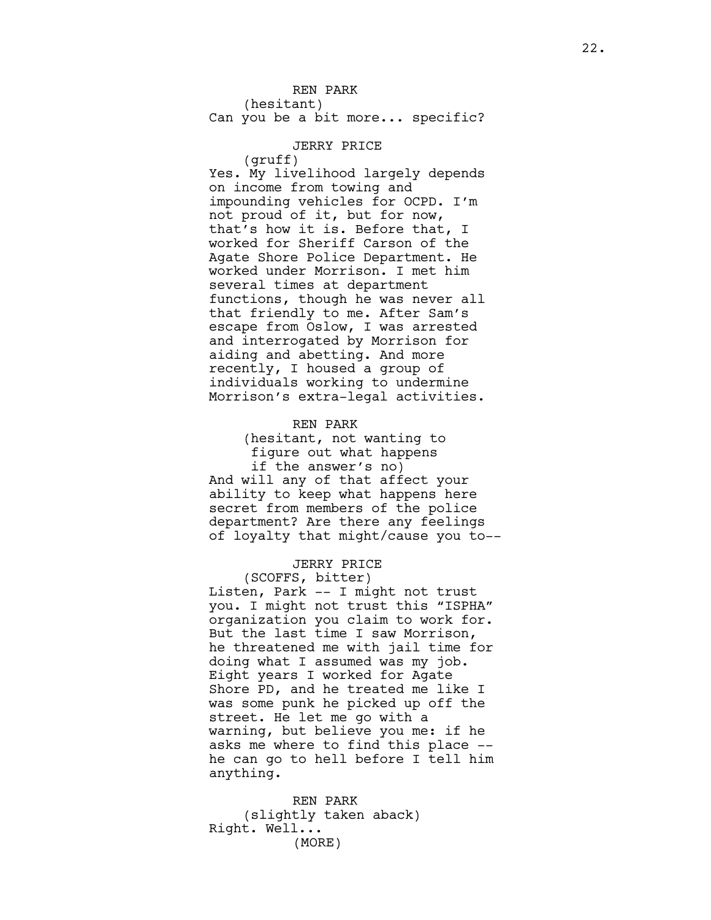REN PARK
(hesitant)
Can you be a bit more... specific?

JERRY PRICE
(gruff)
Yes. My livelihood largely depends on income from towing and impounding vehicles for OCPD. I'm not proud of it, but for now, that's how it is. Before that, I worked for Sheriff Carson of the Agate Shore Police Department. He worked under Morrison. I met him several times at department functions, though he was never all that friendly to me. After Sam's escape from Oslow, I was arrested and interrogated by Morrison for aiding and abetting. And more recently, I housed a group of individuals working to undermine Morrison's extra-legal activities.

REN PARK
(hesitant, not wanting to figure out what happens if the answer's no)
And will any of that affect your ability to keep what happens here secret from members of the police department? Are there any feelings of loyalty that might/cause you to--

JERRY PRICE
(SCOFFS, bitter)
Listen, Park -- I might not trust you. I might not trust this "ISPHA" organization you claim to work for. But the last time I saw Morrison, he threatened me with jail time for doing what I assumed was my job. Eight years I worked for Agate Shore PD, and he treated me like I was some punk he picked up off the street. He let me go with a warning, but believe you me: if he asks me where to find this place -- he can go to hell before I tell him anything.

REN PARK
(slightly taken aback)
Right. Well...
(MORE)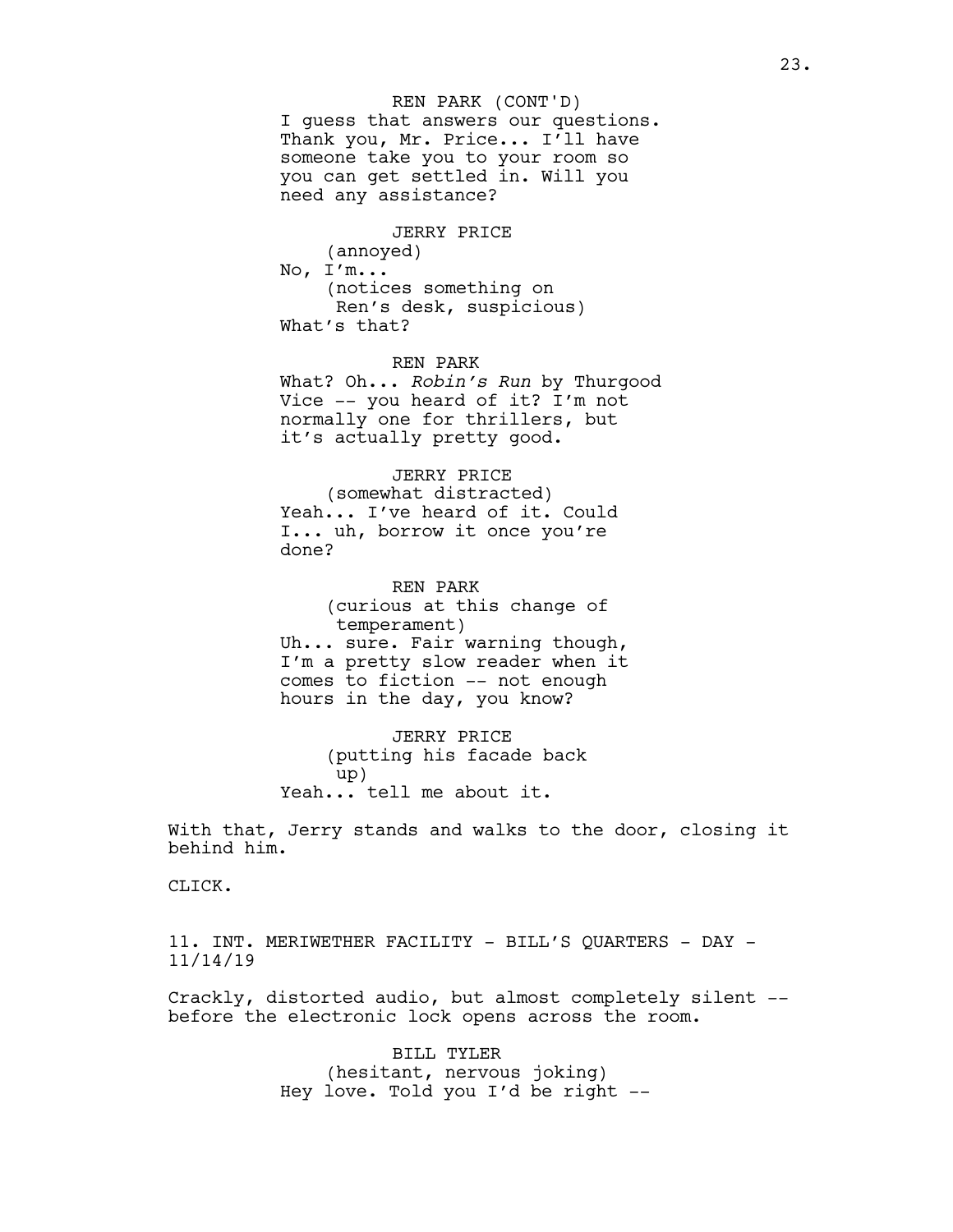REN PARK (CONT'D)
I guess that answers our questions. Thank you, Mr. Price... I'll have someone take you to your room so you can get settled in. Will you need any assistance?

JERRY PRICE
(annoyed)
No, I'm...
(notices something on Ren's desk, suspicious)
What's that?

REN PARK
What? Oh... *Robin's Run* by Thurgood Vice -- you heard of it? I'm not normally one for thrillers, but it's actually pretty good.

JERRY PRICE
(somewhat distracted)
Yeah... I've heard of it. Could I... uh, borrow it once you're done?

REN PARK
(curious at this change of temperament)
Uh... sure. Fair warning though, I'm a pretty slow reader when it comes to fiction -- not enough hours in the day, you know?

JERRY PRICE
(putting his facade back up)
Yeah... tell me about it.

With that, Jerry stands and walks to the door, closing it behind him.

CLICK.

11. INT. MERIWETHER FACILITY - BILL'S QUARTERS - DAY - 11/14/19

Crackly, distorted audio, but almost completely silent -- before the electronic lock opens across the room.

BILL TYLER
(hesitant, nervous joking)
Hey love. Told you I'd be right --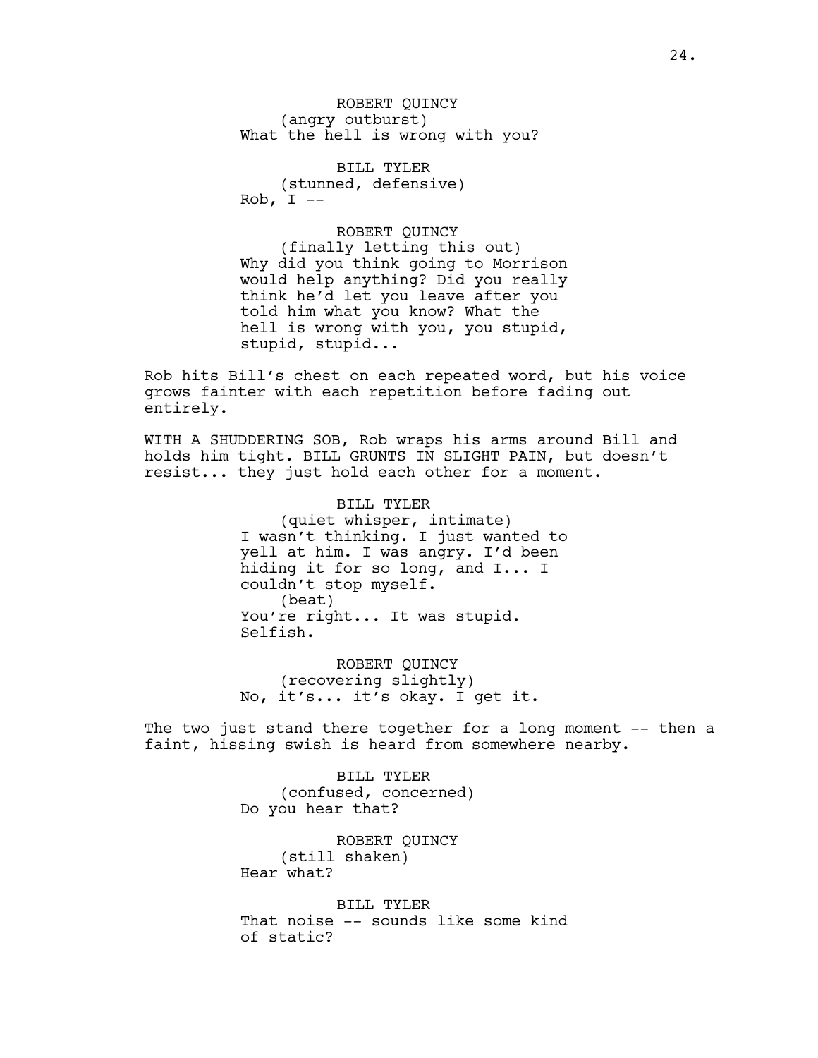ROBERT QUINCY
(angry outburst)
What the hell is wrong with you?

BILL TYLER
(stunned, defensive)
Rob, I --

ROBERT QUINCY
(finally letting this out)
Why did you think going to Morrison would help anything? Did you really think he'd let you leave after you told him what you know? What the hell is wrong with you, you stupid, stupid, stupid...

Rob hits Bill's chest on each repeated word, but his voice grows fainter with each repetition before fading out entirely.

WITH A SHUDDERING SOB, Rob wraps his arms around Bill and holds him tight. BILL GRUNTS IN SLIGHT PAIN, but doesn't resist... they just hold each other for a moment.

BILL TYLER
(quiet whisper, intimate)
I wasn't thinking. I just wanted to yell at him. I was angry. I'd been hiding it for so long, and I... I couldn't stop myself.
(beat)
You're right... It was stupid. Selfish.

ROBERT QUINCY
(recovering slightly)
No, it's... it's okay. I get it.

The two just stand there together for a long moment -- then a faint, hissing swish is heard from somewhere nearby.

BILL TYLER
(confused, concerned)
Do you hear that?

ROBERT QUINCY
(still shaken)
Hear what?

BILL TYLER
That noise -- sounds like some kind of static?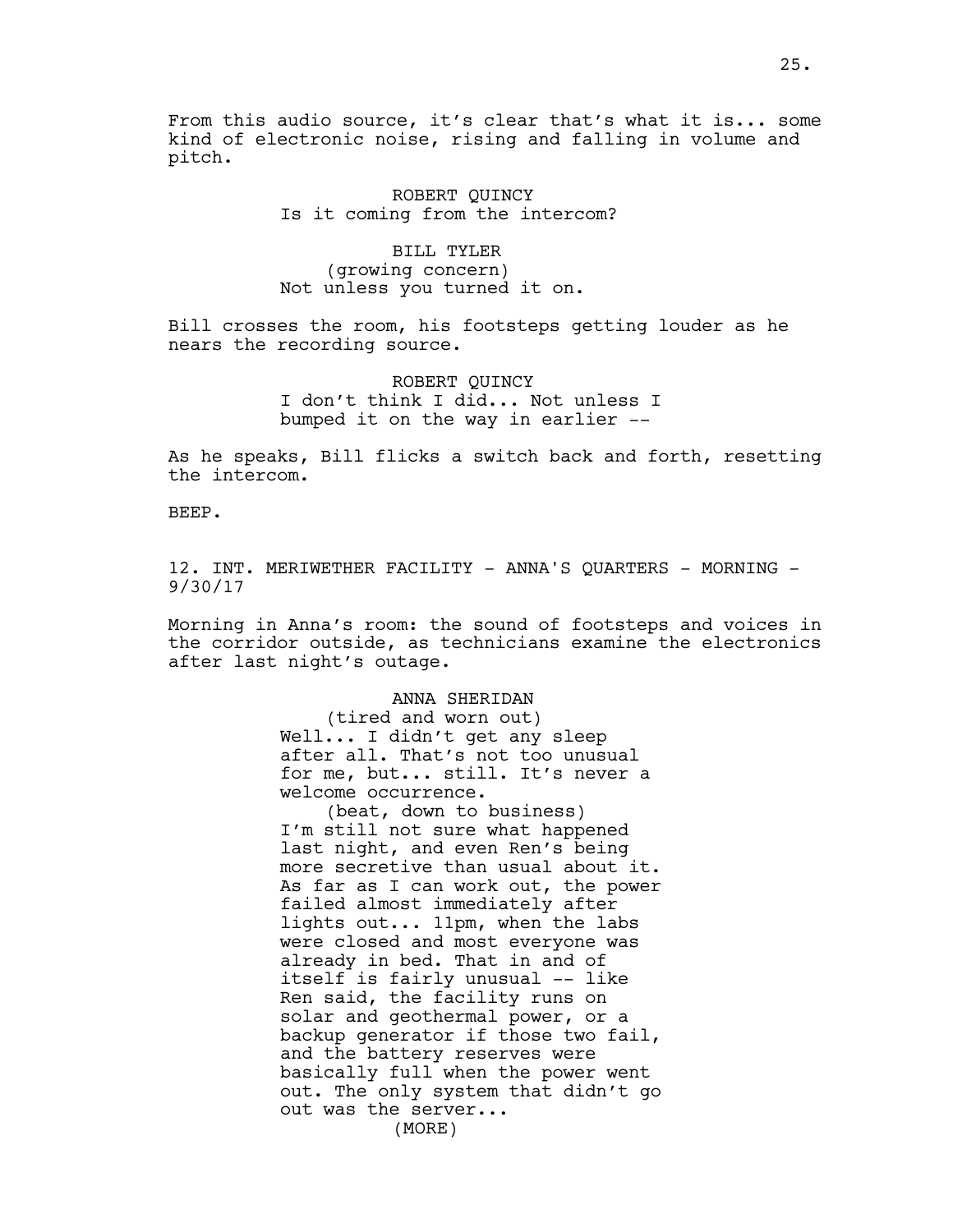From this audio source, it's clear that's what it is... some kind of electronic noise, rising and falling in volume and pitch.

ROBERT QUINCY
Is it coming from the intercom?

BILL TYLER
(growing concern)
Not unless you turned it on.

Bill crosses the room, his footsteps getting louder as he nears the recording source.

ROBERT QUINCY
I don't think I did... Not unless I bumped it on the way in earlier --

As he speaks, Bill flicks a switch back and forth, resetting the intercom.

BEEP.

12. INT. MERIWETHER FACILITY - ANNA'S QUARTERS - MORNING - 9/30/17

Morning in Anna's room: the sound of footsteps and voices in the corridor outside, as technicians examine the electronics after last night's outage.

ANNA SHERIDAN
(tired and worn out)
Well... I didn't get any sleep after all. That's not too unusual for me, but... still. It's never a welcome occurrence.
(beat, down to business)
I'm still not sure what happened last night, and even Ren's being more secretive than usual about it. As far as I can work out, the power failed almost immediately after lights out... 11pm, when the labs were closed and most everyone was already in bed. That in and of itself is fairly unusual -- like Ren said, the facility runs on solar and geothermal power, or a backup generator if those two fail, and the battery reserves were basically full when the power went out. The only system that didn't go out was the server...
(MORE)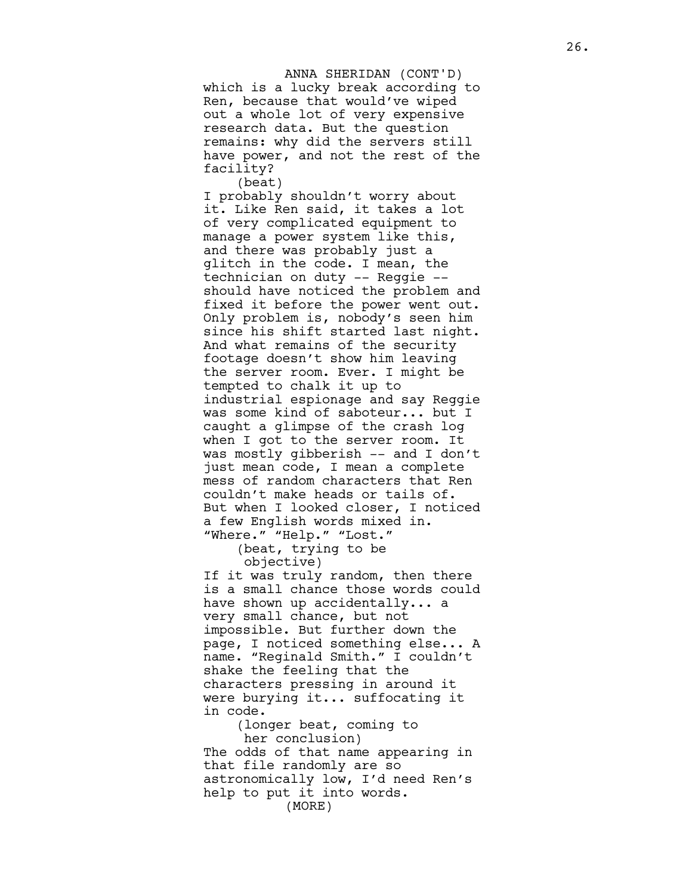ANNA SHERIDAN (CONT'D)

which is a lucky break according to Ren, because that would've wiped out a whole lot of very expensive research data. But the question remains: why did the servers still have power, and not the rest of the facility?

(beat)

I probably shouldn't worry about it. Like Ren said, it takes a lot of very complicated equipment to manage a power system like this, and there was probably just a glitch in the code. I mean, the technician on duty -- Reggie -- should have noticed the problem and fixed it before the power went out. Only problem is, nobody's seen him since his shift started last night. And what remains of the security footage doesn't show him leaving the server room. Ever. I might be tempted to chalk it up to industrial espionage and say Reggie was some kind of saboteur... but I caught a glimpse of the crash log when I got to the server room. It was mostly gibberish -- and I don't just mean code, I mean a complete mess of random characters that Ren couldn't make heads or tails of. But when I looked closer, I noticed a few English words mixed in. "Where." "Help." "Lost."

(beat, trying to be objective)

If it was truly random, then there is a small chance those words could have shown up accidentally... a very small chance, but not impossible. But further down the page, I noticed something else... A name. "Reginald Smith." I couldn't shake the feeling that the characters pressing in around it were burying it... suffocating it in code.

(longer beat, coming to her conclusion)

The odds of that name appearing in that file randomly are so astronomically low, I'd need Ren's help to put it into words.

(MORE)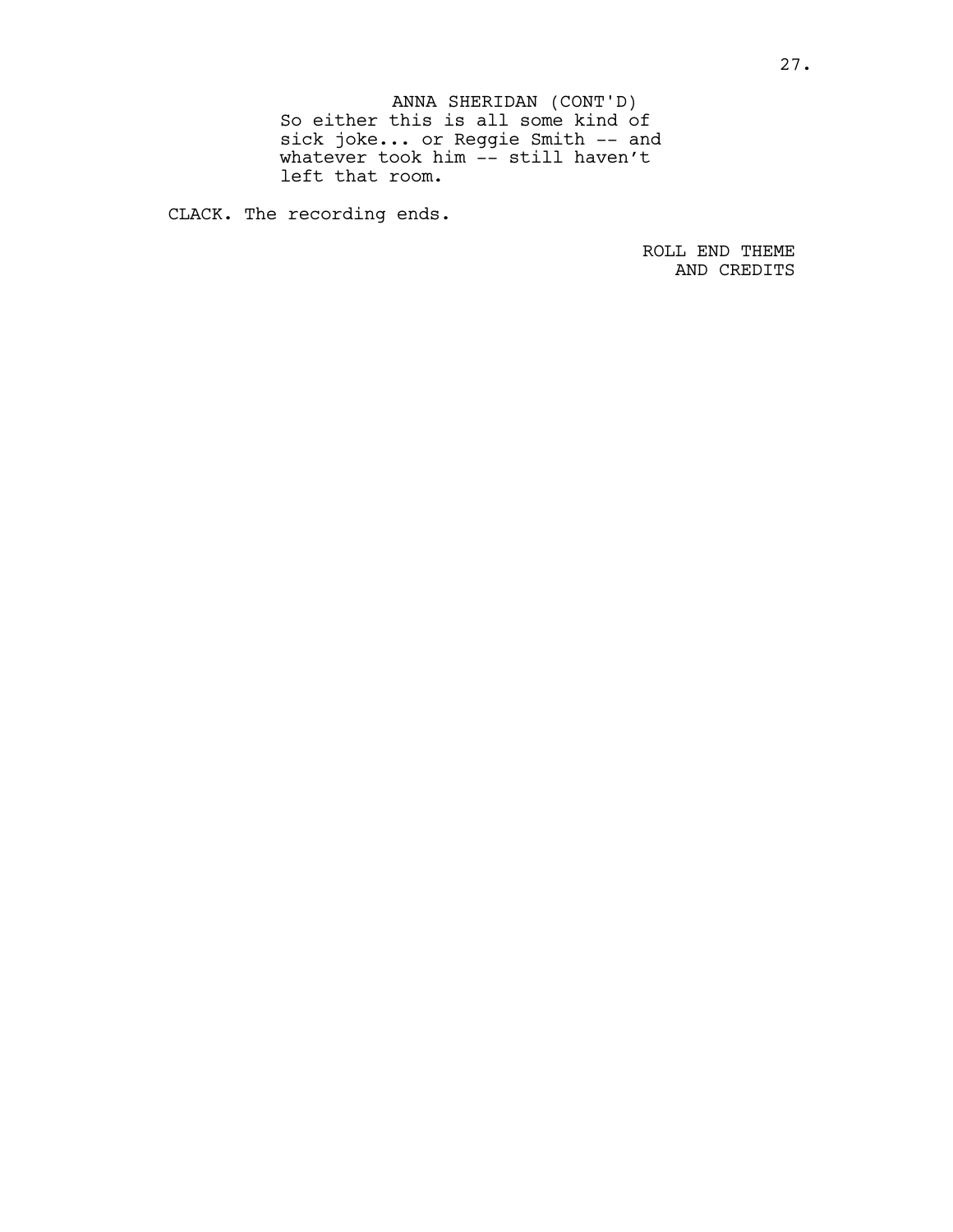ANNA SHERIDAN (CONT'D)
So either this is all some kind of sick joke... or Reggie Smith -- and whatever took him -- still haven't left that room.

CLACK. The recording ends.

ROLL END THEME
AND CREDITS